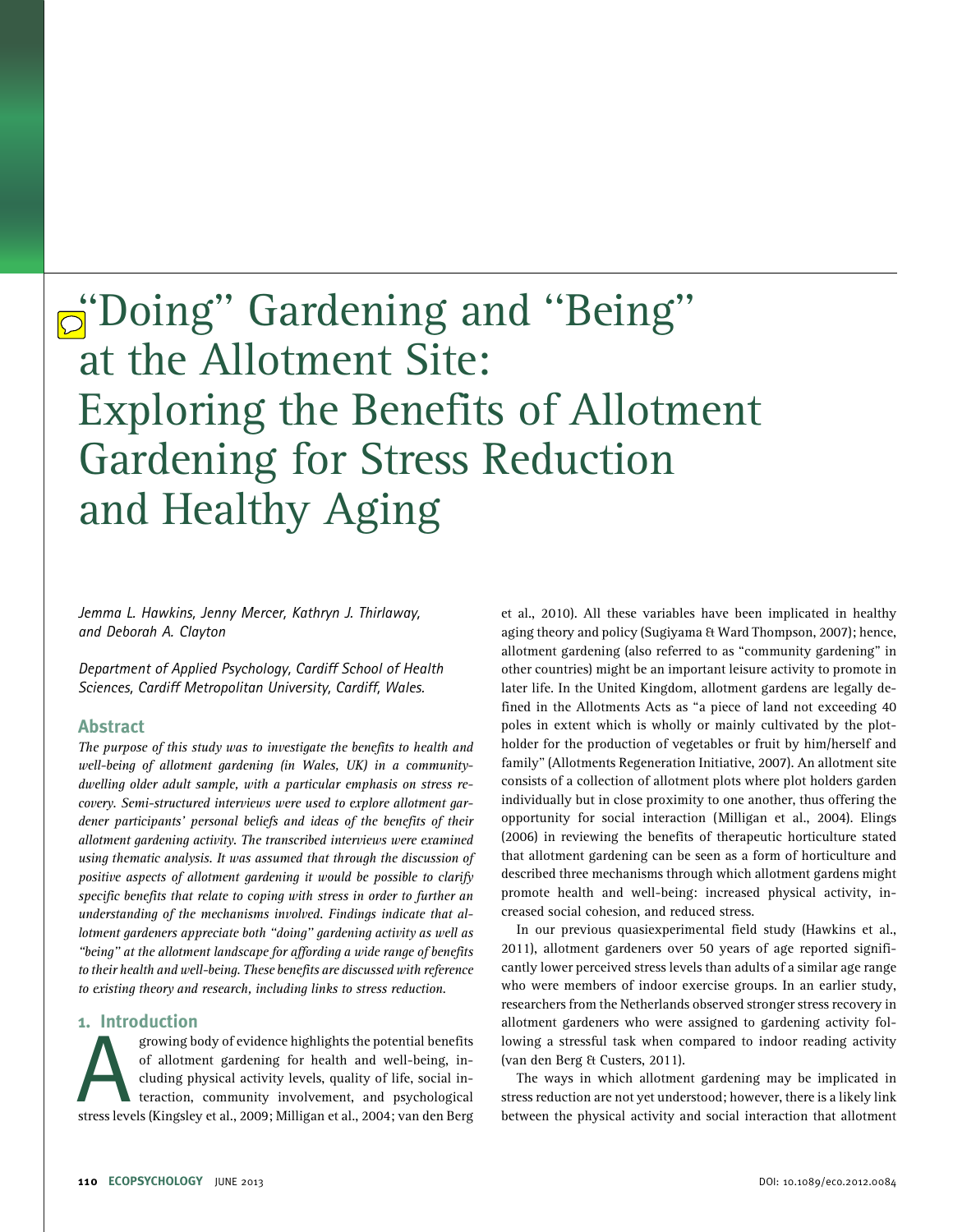# "Doing" Gardening and "Being" at the Allotment Site: Exploring the Benefits of Allotment Gardening for Stress Reduction and Healthy Aging

*Jemma L. Hawkins, Jenny Mercer, Kathryn J. Thirlaway, and Deborah A. Clayton*

*Department of Applied Psychology, Cardiff School of Health Sciences, Cardiff Metropolitan University, Cardiff, Wales.*

## Abstract

*The purpose of this study was to investigate the benefits to health and well-being of allotment gardening (in Wales, UK) in a community-dwelling older adult sample, with a particular emphasis on stress recovery. Semi-structured interviews were used to explore allotment gardener participants' personal beliefs and ideas of the benefits of their allotment gardening activity. The transcribed interviews were examined using thematic analysis. It was assumed that through the discussion of positive aspects of allotment gardening it would be possible to clarify specific benefits that relate to coping with stress in order to further an understanding of the mechanisms involved. Findings indicate that allotment gardeners appreciate both "doing" gardening activity as well as "being" at the allotment landscape for affording a wide range of benefits to their health and well-being. These benefits are discussed with reference to existing theory and research, including links to stress reduction.*

## 1. Introduction

A growing body of evidence highlights the potential benefits of allotment gardening for health and well-being, including physical activity levels, quality of life, social interaction, community involvement, and psychological stress levels (Kingsley et al., 2009; Milligan et al., 2004; van den Berg et al., 2010). All these variables have been implicated in healthy aging theory and policy (Sugiyama & Ward Thompson, 2007); hence, allotment gardening (also referred to as "community gardening" in other countries) might be an important leisure activity to promote in later life. In the United Kingdom, allotment gardens are legally defined in the Allotments Acts as "a piece of land not exceeding 40 poles in extent which is wholly or mainly cultivated by the plot-holder for the production of vegetables or fruit by him/herself and family" (Allotments Regeneration Initiative, 2007). An allotment site consists of a collection of allotment plots where plot holders garden individually but in close proximity to one another, thus offering the opportunity for social interaction (Milligan et al., 2004). Elings (2006) in reviewing the benefits of therapeutic horticulture stated that allotment gardening can be seen as a form of horticulture and described three mechanisms through which allotment gardens might promote health and well-being: increased physical activity, increased social cohesion, and reduced stress.

In our previous quasiexperimental field study (Hawkins et al., 2011), allotment gardeners over 50 years of age reported significantly lower perceived stress levels than adults of a similar age range who were members of indoor exercise groups. In an earlier study, researchers from the Netherlands observed stronger stress recovery in allotment gardeners who were assigned to gardening activity following a stressful task when compared to indoor reading activity (van den Berg & Custers, 2011).

The ways in which allotment gardening may be implicated in stress reduction are not yet understood; however, there is a likely link between the physical activity and social interaction that allotment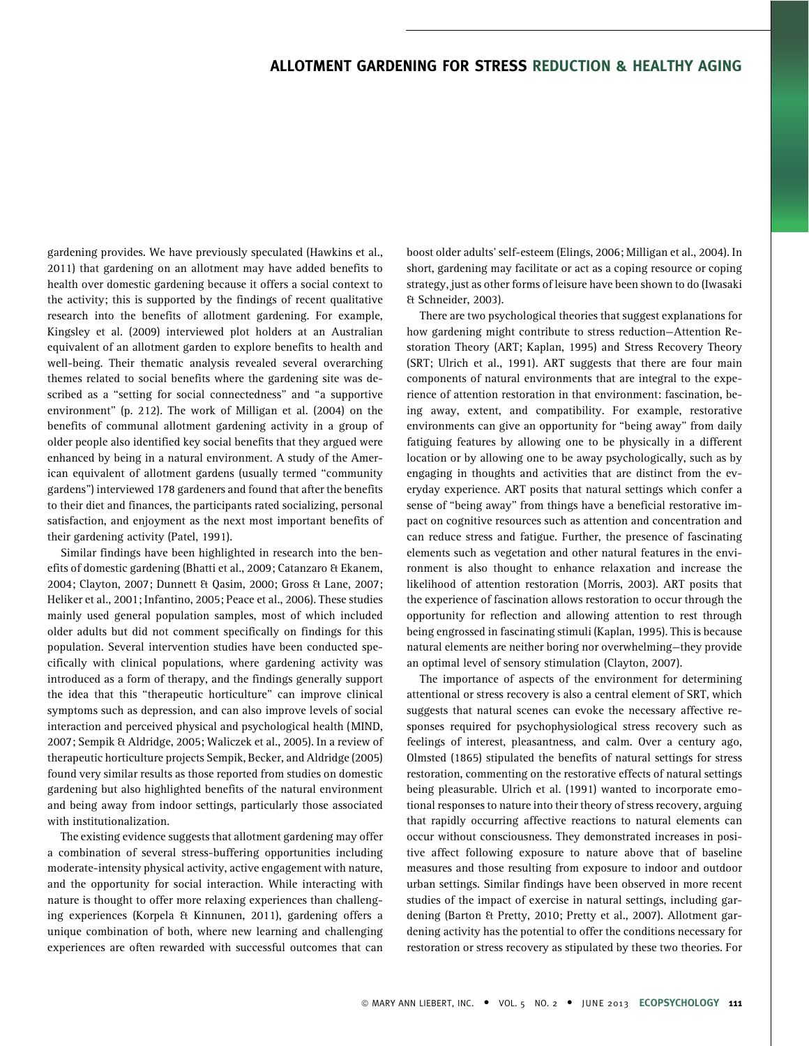gardening provides. We have previously speculated (Hawkins et al., 2011) that gardening on an allotment may have added benefits to health over domestic gardening because it offers a social context to the activity; this is supported by the findings of recent qualitative research into the benefits of allotment gardening. For example, Kingsley et al. (2009) interviewed plot holders at an Australian equivalent of an allotment garden to explore benefits to health and well-being. Their thematic analysis revealed several overarching themes related to social benefits where the gardening site was described as a "setting for social connectedness" and "a supportive environment" (p. 212). The work of Milligan et al. (2004) on the benefits of communal allotment gardening activity in a group of older people also identified key social benefits that they argued were enhanced by being in a natural environment. A study of the American equivalent of allotment gardens (usually termed "community gardens") interviewed 178 gardeners and found that after the benefits to their diet and finances, the participants rated socializing, personal satisfaction, and enjoyment as the next most important benefits of their gardening activity (Patel, 1991).

Similar findings have been highlighted in research into the benefits of domestic gardening (Bhatti et al., 2009; Catanzaro & Ekanem, 2004; Clayton, 2007; Dunnett & Qasim, 2000; Gross & Lane, 2007; Heliker et al., 2001; Infantino, 2005; Peace et al., 2006). These studies mainly used general population samples, most of which included older adults but did not comment specifically on findings for this population. Several intervention studies have been conducted specifically with clinical populations, where gardening activity was introduced as a form of therapy, and the findings generally support the idea that this "therapeutic horticulture" can improve clinical symptoms such as depression, and can also improve levels of social interaction and perceived physical and psychological health (MIND, 2007; Sempik & Aldridge, 2005; Waliczek et al., 2005). In a review of therapeutic horticulture projects Sempik, Becker, and Aldridge (2005) found very similar results as those reported from studies on domestic gardening but also highlighted benefits of the natural environment and being away from indoor settings, particularly those associated with institutionalization.

The existing evidence suggests that allotment gardening may offer a combination of several stress-buffering opportunities including moderate-intensity physical activity, active engagement with nature, and the opportunity for social interaction. While interacting with nature is thought to offer more relaxing experiences than challenging experiences (Korpela & Kinnunen, 2011), gardening offers a unique combination of both, where new learning and challenging experiences are often rewarded with successful outcomes that can boost older adults' self-esteem (Elings, 2006; Milligan et al., 2004). In short, gardening may facilitate or act as a coping resource or coping strategy, just as other forms of leisure have been shown to do (Iwasaki & Schneider, 2003).

There are two psychological theories that suggest explanations for how gardening might contribute to stress reduction—Attention Restoration Theory (ART; Kaplan, 1995) and Stress Recovery Theory (SRT; Ulrich et al., 1991). ART suggests that there are four main components of natural environments that are integral to the experience of attention restoration in that environment: fascination, being away, extent, and compatibility. For example, restorative environments can give an opportunity for "being away" from daily fatiguing features by allowing one to be physically in a different location or by allowing one to be away psychologically, such as by engaging in thoughts and activities that are distinct from the everyday experience. ART posits that natural settings which confer a sense of "being away" from things have a beneficial restorative impact on cognitive resources such as attention and concentration and can reduce stress and fatigue. Further, the presence of fascinating elements such as vegetation and other natural features in the environment is also thought to enhance relaxation and increase the likelihood of attention restoration (Morris, 2003). ART posits that the experience of fascination allows restoration to occur through the opportunity for reflection and allowing attention to rest through being engrossed in fascinating stimuli (Kaplan, 1995). This is because natural elements are neither boring nor overwhelming—they provide an optimal level of sensory stimulation (Clayton, 2007).

The importance of aspects of the environment for determining attentional or stress recovery is also a central element of SRT, which suggests that natural scenes can evoke the necessary affective responses required for psychophysiological stress recovery such as feelings of interest, pleasantness, and calm. Over a century ago, Olmsted (1865) stipulated the benefits of natural settings for stress restoration, commenting on the restorative effects of natural settings being pleasurable. Ulrich et al. (1991) wanted to incorporate emotional responses to nature into their theory of stress recovery, arguing that rapidly occurring affective reactions to natural elements can occur without consciousness. They demonstrated increases in positive affect following exposure to nature above that of baseline measures and those resulting from exposure to indoor and outdoor urban settings. Similar findings have been observed in more recent studies of the impact of exercise in natural settings, including gardening (Barton & Pretty, 2010; Pretty et al., 2007). Allotment gardening activity has the potential to offer the conditions necessary for restoration or stress recovery as stipulated by these two theories. For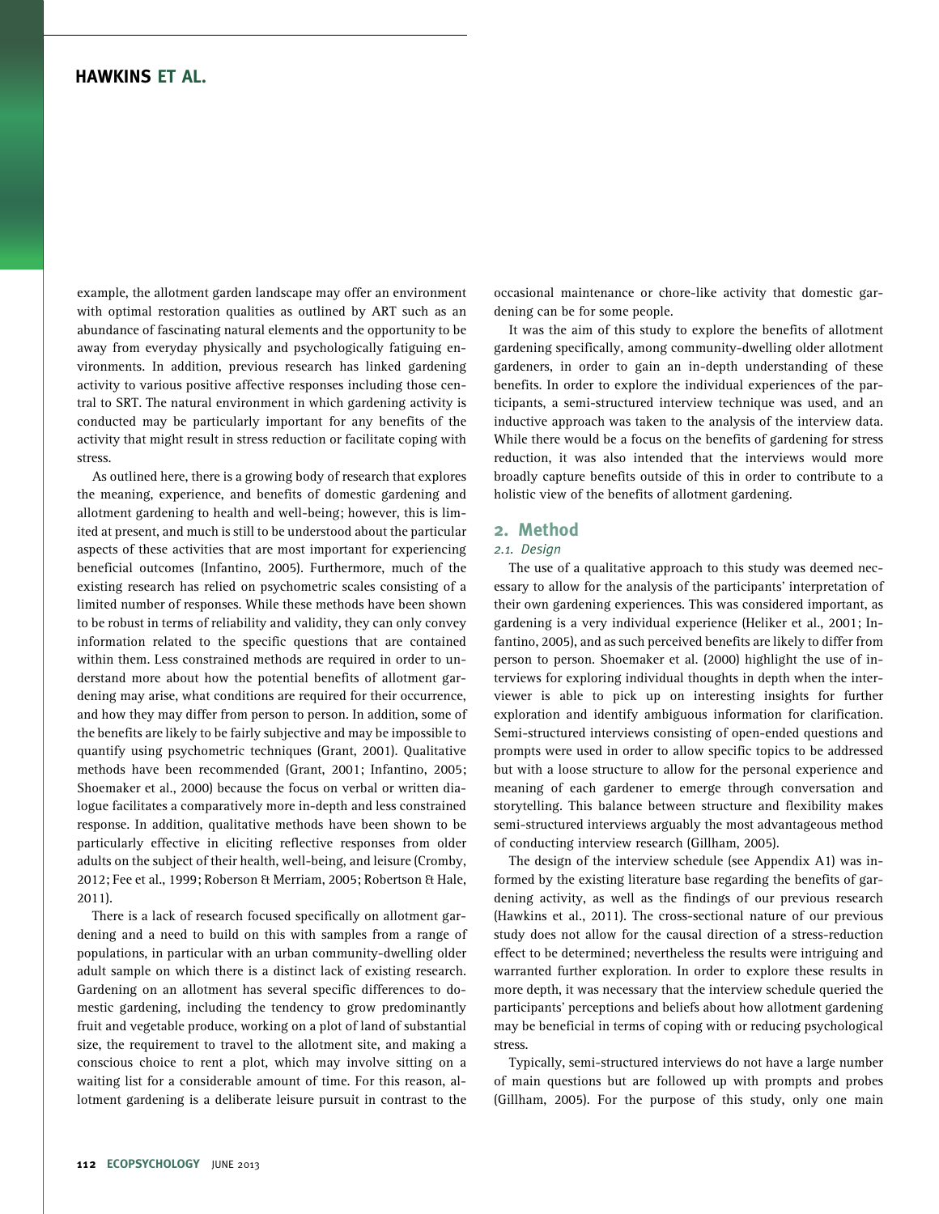example, the allotment garden landscape may offer an environment with optimal restoration qualities as outlined by ART such as an abundance of fascinating natural elements and the opportunity to be away from everyday physically and psychologically fatiguing environments. In addition, previous research has linked gardening activity to various positive affective responses including those central to SRT. The natural environment in which gardening activity is conducted may be particularly important for any benefits of the activity that might result in stress reduction or facilitate coping with stress.

As outlined here, there is a growing body of research that explores the meaning, experience, and benefits of domestic gardening and allotment gardening to health and well-being; however, this is limited at present, and much is still to be understood about the particular aspects of these activities that are most important for experiencing beneficial outcomes (Infantino, 2005). Furthermore, much of the existing research has relied on psychometric scales consisting of a limited number of responses. While these methods have been shown to be robust in terms of reliability and validity, they can only convey information related to the specific questions that are contained within them. Less constrained methods are required in order to understand more about how the potential benefits of allotment gardening may arise, what conditions are required for their occurrence, and how they may differ from person to person. In addition, some of the benefits are likely to be fairly subjective and may be impossible to quantify using psychometric techniques (Grant, 2001). Qualitative methods have been recommended (Grant, 2001; Infantino, 2005; Shoemaker et al., 2000) because the focus on verbal or written dialogue facilitates a comparatively more in-depth and less constrained response. In addition, qualitative methods have been shown to be particularly effective in eliciting reflective responses from older adults on the subject of their health, well-being, and leisure (Cromby, 2012; Fee et al., 1999; Roberson & Merriam, 2005; Robertson & Hale, 2011).

There is a lack of research focused specifically on allotment gardening and a need to build on this with samples from a range of populations, in particular with an urban community-dwelling older adult sample on which there is a distinct lack of existing research. Gardening on an allotment has several specific differences to domestic gardening, including the tendency to grow predominantly fruit and vegetable produce, working on a plot of land of substantial size, the requirement to travel to the allotment site, and making a conscious choice to rent a plot, which may involve sitting on a waiting list for a considerable amount of time. For this reason, allotment gardening is a deliberate leisure pursuit in contrast to the occasional maintenance or chore-like activity that domestic gardening can be for some people.

It was the aim of this study to explore the benefits of allotment gardening specifically, among community-dwelling older allotment gardeners, in order to gain an in-depth understanding of these benefits. In order to explore the individual experiences of the participants, a semi-structured interview technique was used, and an inductive approach was taken to the analysis of the interview data. While there would be a focus on the benefits of gardening for stress reduction, it was also intended that the interviews would more broadly capture benefits outside of this in order to contribute to a holistic view of the benefits of allotment gardening.

## 2. Method

### 2.1. Design

The use of a qualitative approach to this study was deemed necessary to allow for the analysis of the participants' interpretation of their own gardening experiences. This was considered important, as gardening is a very individual experience (Heliker et al., 2001; Infantino, 2005), and as such perceived benefits are likely to differ from person to person. Shoemaker et al. (2000) highlight the use of interviews for exploring individual thoughts in depth when the interviewer is able to pick up on interesting insights for further exploration and identify ambiguous information for clarification. Semi-structured interviews consisting of open-ended questions and prompts were used in order to allow specific topics to be addressed but with a loose structure to allow for the personal experience and meaning of each gardener to emerge through conversation and storytelling. This balance between structure and flexibility makes semi-structured interviews arguably the most advantageous method of conducting interview research (Gillham, 2005).

The design of the interview schedule (see Appendix A1) was informed by the existing literature base regarding the benefits of gardening activity, as well as the findings of our previous research (Hawkins et al., 2011). The cross-sectional nature of our previous study does not allow for the causal direction of a stress-reduction effect to be determined; nevertheless the results were intriguing and warranted further exploration. In order to explore these results in more depth, it was necessary that the interview schedule queried the participants' perceptions and beliefs about how allotment gardening may be beneficial in terms of coping with or reducing psychological stress.

Typically, semi-structured interviews do not have a large number of main questions but are followed up with prompts and probes (Gillham, 2005). For the purpose of this study, only one main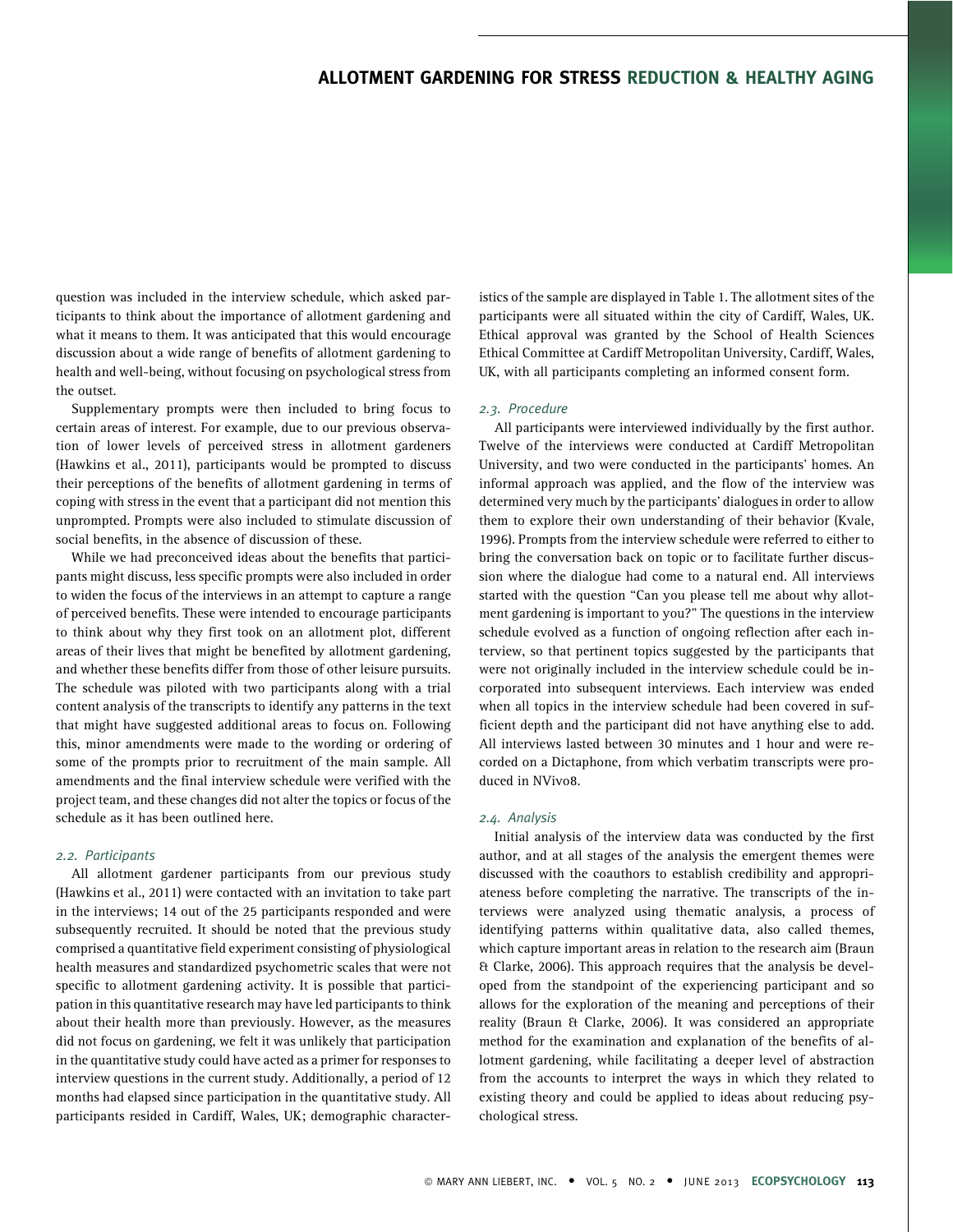question was included in the interview schedule, which asked participants to think about the importance of allotment gardening and what it means to them. It was anticipated that this would encourage discussion about a wide range of benefits of allotment gardening to health and well-being, without focusing on psychological stress from the outset.

Supplementary prompts were then included to bring focus to certain areas of interest. For example, due to our previous observation of lower levels of perceived stress in allotment gardeners (Hawkins et al., 2011), participants would be prompted to discuss their perceptions of the benefits of allotment gardening in terms of coping with stress in the event that a participant did not mention this unprompted. Prompts were also included to stimulate discussion of social benefits, in the absence of discussion of these.

While we had preconceived ideas about the benefits that participants might discuss, less specific prompts were also included in order to widen the focus of the interviews in an attempt to capture a range of perceived benefits. These were intended to encourage participants to think about why they first took on an allotment plot, different areas of their lives that might be benefited by allotment gardening, and whether these benefits differ from those of other leisure pursuits. The schedule was piloted with two participants along with a trial content analysis of the transcripts to identify any patterns in the text that might have suggested additional areas to focus on. Following this, minor amendments were made to the wording or ordering of some of the prompts prior to recruitment of the main sample. All amendments and the final interview schedule were verified with the project team, and these changes did not alter the topics or focus of the schedule as it has been outlined here.

### *2.2. Participants*

All allotment gardener participants from our previous study (Hawkins et al., 2011) were contacted with an invitation to take part in the interviews; 14 out of the 25 participants responded and were subsequently recruited. It should be noted that the previous study comprised a quantitative field experiment consisting of physiological health measures and standardized psychometric scales that were not specific to allotment gardening activity. It is possible that participation in this quantitative research may have led participants to think about their health more than previously. However, as the measures did not focus on gardening, we felt it was unlikely that participation in the quantitative study could have acted as a primer for responses to interview questions in the current study. Additionally, a period of 12 months had elapsed since participation in the quantitative study. All participants resided in Cardiff, Wales, UK; demographic characteristics of the sample are displayed in Table 1. The allotment sites of the participants were all situated within the city of Cardiff, Wales, UK. Ethical approval was granted by the School of Health Sciences Ethical Committee at Cardiff Metropolitan University, Cardiff, Wales, UK, with all participants completing an informed consent form.

### *2.3. Procedure*

All participants were interviewed individually by the first author. Twelve of the interviews were conducted at Cardiff Metropolitan University, and two were conducted in the participants' homes. An informal approach was applied, and the flow of the interview was determined very much by the participants' dialogues in order to allow them to explore their own understanding of their behavior (Kvale, 1996). Prompts from the interview schedule were referred to either to bring the conversation back on topic or to facilitate further discussion where the dialogue had come to a natural end. All interviews started with the question "Can you please tell me about why allotment gardening is important to you?" The questions in the interview schedule evolved as a function of ongoing reflection after each interview, so that pertinent topics suggested by the participants that were not originally included in the interview schedule could be incorporated into subsequent interviews. Each interview was ended when all topics in the interview schedule had been covered in sufficient depth and the participant did not have anything else to add. All interviews lasted between 30 minutes and 1 hour and were recorded on a Dictaphone, from which verbatim transcripts were produced in NVivo8.

### *2.4. Analysis*

Initial analysis of the interview data was conducted by the first author, and at all stages of the analysis the emergent themes were discussed with the coauthors to establish credibility and appropriateness before completing the narrative. The transcripts of the interviews were analyzed using thematic analysis, a process of identifying patterns within qualitative data, also called themes, which capture important areas in relation to the research aim (Braun & Clarke, 2006). This approach requires that the analysis be developed from the standpoint of the experiencing participant and so allows for the exploration of the meaning and perceptions of their reality (Braun & Clarke, 2006). It was considered an appropriate method for the examination and explanation of the benefits of allotment gardening, while facilitating a deeper level of abstraction from the accounts to interpret the ways in which they related to existing theory and could be applied to ideas about reducing psychological stress.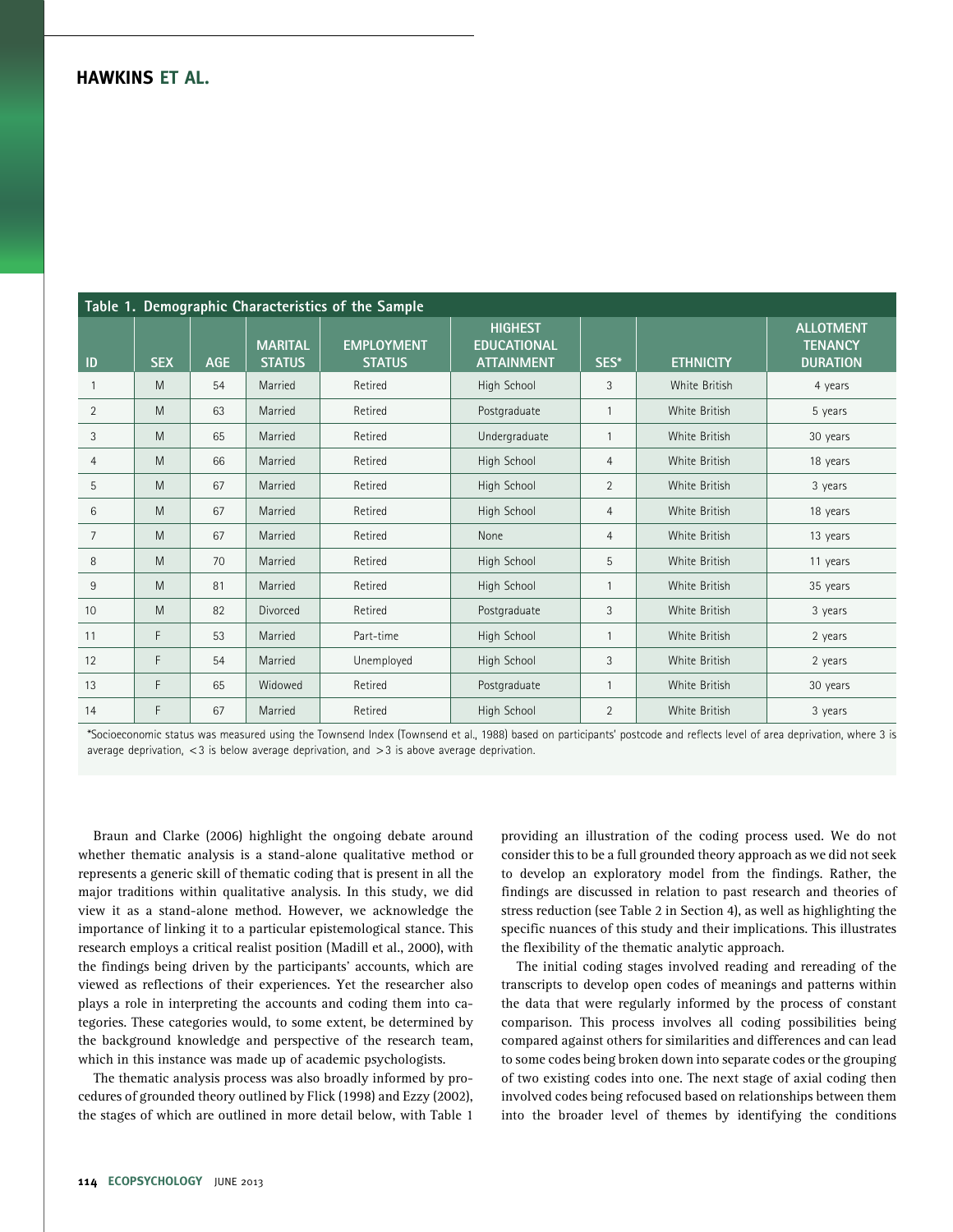Table 1. Demographic Characteristics of the Sample

| ID | SEX | AGE | MARITAL STATUS | EMPLOYMENT STATUS | HIGHEST EDUCATIONAL ATTAINMENT | SES* | ETHNICITY | ALLOTMENT TENANCY DURATION |
|---|---|---|---|---|---|---|---|---|
| 1 | M | 54 | Married | Retired | High School | 3 | White British | 4 years |
| 2 | M | 63 | Married | Retired | Postgraduate | 1 | White British | 5 years |
| 3 | M | 65 | Married | Retired | Undergraduate | 1 | White British | 30 years |
| 4 | M | 66 | Married | Retired | High School | 4 | White British | 18 years |
| 5 | M | 67 | Married | Retired | High School | 2 | White British | 3 years |
| 6 | M | 67 | Married | Retired | High School | 4 | White British | 18 years |
| 7 | M | 67 | Married | Retired | None | 4 | White British | 13 years |
| 8 | M | 70 | Married | Retired | High School | 5 | White British | 11 years |
| 9 | M | 81 | Married | Retired | High School | 1 | White British | 35 years |
| 10 | M | 82 | Divorced | Retired | Postgraduate | 3 | White British | 3 years |
| 11 | F | 53 | Married | Part-time | High School | 1 | White British | 2 years |
| 12 | F | 54 | Married | Unemployed | High School | 3 | White British | 2 years |
| 13 | F | 65 | Widowed | Retired | Postgraduate | 1 | White British | 30 years |
| 14 | F | 67 | Married | Retired | High School | 2 | White British | 3 years |

*Socioeconomic status was measured using the Townsend Index (Townsend et al., 1988) based on participants' postcode and reflects level of area deprivation, where 3 is average deprivation, <3 is below average deprivation, and >3 is above average deprivation.

Braun and Clarke (2006) highlight the ongoing debate around whether thematic analysis is a stand-alone qualitative method or represents a generic skill of thematic coding that is present in all the major traditions within qualitative analysis. In this study, we did view it as a stand-alone method. However, we acknowledge the importance of linking it to a particular epistemological stance. This research employs a critical realist position (Madill et al., 2000), with the findings being driven by the participants' accounts, which are viewed as reflections of their experiences. Yet the researcher also plays a role in interpreting the accounts and coding them into categories. These categories would, to some extent, be determined by the background knowledge and perspective of the research team, which in this instance was made up of academic psychologists.

The thematic analysis process was also broadly informed by procedures of grounded theory outlined by Flick (1998) and Ezzy (2002), the stages of which are outlined in more detail below, with Table 1 providing an illustration of the coding process used. We do not consider this to be a full grounded theory approach as we did not seek to develop an exploratory model from the findings. Rather, the findings are discussed in relation to past research and theories of stress reduction (see Table 2 in Section 4), as well as highlighting the specific nuances of this study and their implications. This illustrates the flexibility of the thematic analytic approach.

The initial coding stages involved reading and rereading of the transcripts to develop open codes of meanings and patterns within the data that were regularly informed by the process of constant comparison. This process involves all coding possibilities being compared against others for similarities and differences and can lead to some codes being broken down into separate codes or the grouping of two existing codes into one. The next stage of axial coding then involved codes being refocused based on relationships between them into the broader level of themes by identifying the conditions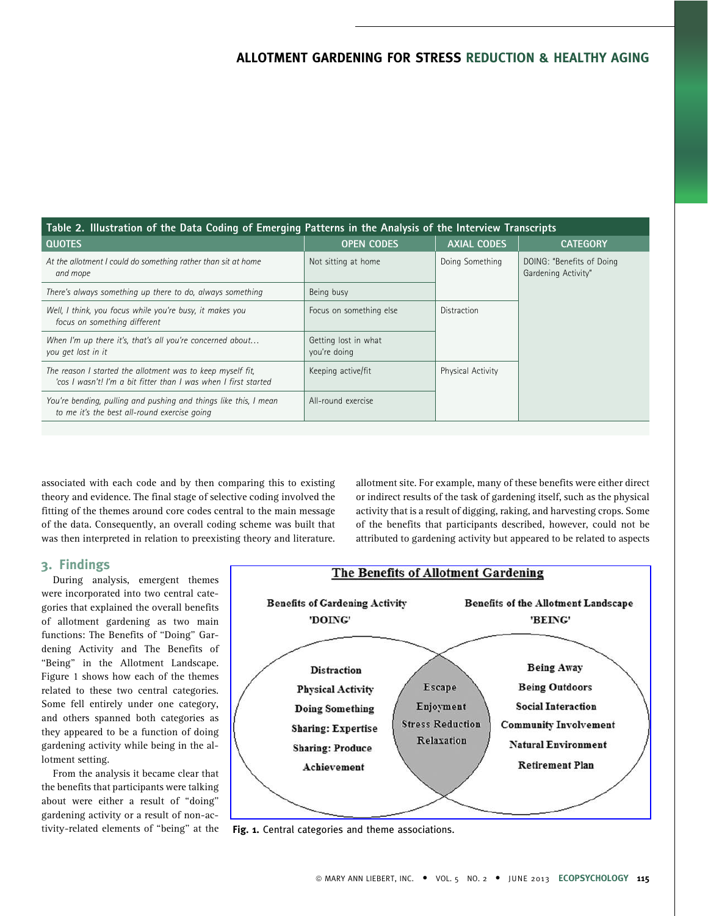**Table 2. Illustration of the Data Coding of Emerging Patterns in the Analysis of the Interview Transcripts**

| QUOTES | OPEN CODES | AXIAL CODES | CATEGORY |
|---|---|---|---|
| *At the allotment I could do something rather than sit at home and mope* | Not sitting at home | Doing Something | DOING: "Benefits of Doing Gardening Activity" |
| *There's always something up there to do, always something* | Being busy | | |
| *Well, I think, you focus while you're busy, it makes you focus on something different* | Focus on something else | Distraction | |
| *When I'm up there it's, that's all you're concerned about… you get lost in it* | Getting lost in what you're doing | | |
| *The reason I started the allotment was to keep myself fit, 'cos I wasn't! I'm a bit fitter than I was when I first started* | Keeping active/fit | Physical Activity | |
| *You're bending, pulling and pushing and things like this, I mean to me it's the best all-round exercise going* | All-round exercise | | |

associated with each code and by then comparing this to existing theory and evidence. The final stage of selective coding involved the fitting of the themes around core codes central to the main message of the data. Consequently, an overall coding scheme was built that was then interpreted in relation to preexisting theory and literature.

## 3. Findings

During analysis, emergent themes were incorporated into two central categories that explained the overall benefits of allotment gardening as two main functions: The Benefits of "Doing" Gardening Activity and The Benefits of "Being" in the Allotment Landscape. Figure 1 shows how each of the themes related to these two central categories. Some fell entirely under one category, and others spanned both categories as they appeared to be a function of doing gardening activity while being in the allotment setting.

From the analysis it became clear that the benefits that participants were talking about were either a result of "doing" gardening activity or a result of non-activity-related elements of "being" at the allotment site. For example, many of these benefits were either direct or indirect results of the task of gardening itself, such as the physical activity that is a result of digging, raking, and harvesting crops. Some of the benefits that participants described, however, could not be attributed to gardening activity but appeared to be related to aspects

**Fig. 1.** Central categories and theme associations.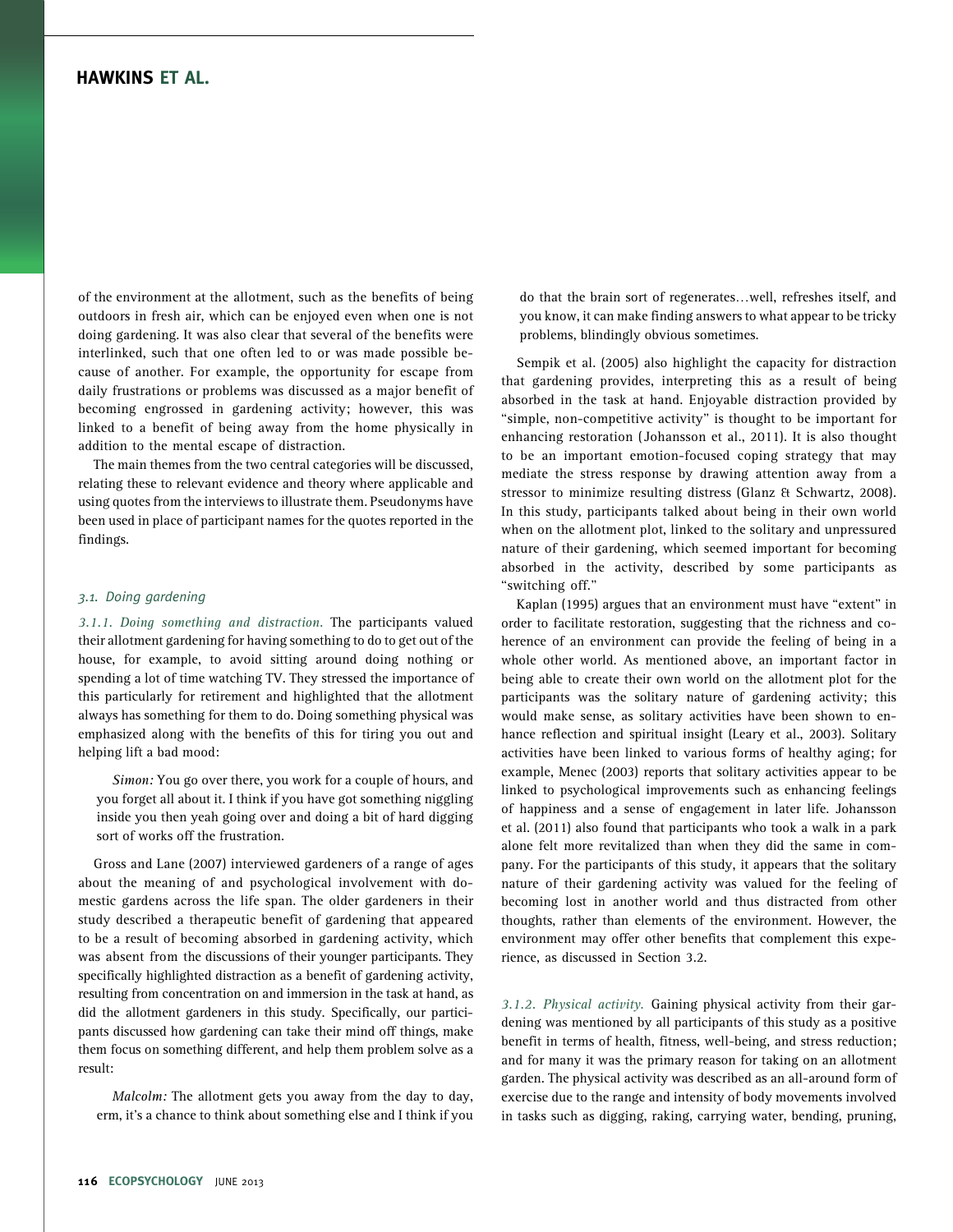of the environment at the allotment, such as the benefits of being outdoors in fresh air, which can be enjoyed even when one is not doing gardening. It was also clear that several of the benefits were interlinked, such that one often led to or was made possible because of another. For example, the opportunity for escape from daily frustrations or problems was discussed as a major benefit of becoming engrossed in gardening activity; however, this was linked to a benefit of being away from the home physically in addition to the mental escape of distraction.

The main themes from the two central categories will be discussed, relating these to relevant evidence and theory where applicable and using quotes from the interviews to illustrate them. Pseudonyms have been used in place of participant names for the quotes reported in the findings.

### 3.1. Doing gardening

*3.1.1. Doing something and distraction.* The participants valued their allotment gardening for having something to do to get out of the house, for example, to avoid sitting around doing nothing or spending a lot of time watching TV. They stressed the importance of this particularly for retirement and highlighted that the allotment always has something for them to do. Doing something physical was emphasized along with the benefits of this for tiring you out and helping lift a bad mood:

> *Simon:* You go over there, you work for a couple of hours, and you forget all about it. I think if you have got something niggling inside you then yeah going over and doing a bit of hard digging sort of works off the frustration.

Gross and Lane (2007) interviewed gardeners of a range of ages about the meaning of and psychological involvement with domestic gardens across the life span. The older gardeners in their study described a therapeutic benefit of gardening that appeared to be a result of becoming absorbed in gardening activity, which was absent from the discussions of their younger participants. They specifically highlighted distraction as a benefit of gardening activity, resulting from concentration on and immersion in the task at hand, as did the allotment gardeners in this study. Specifically, our participants discussed how gardening can take their mind off things, make them focus on something different, and help them problem solve as a result:

> *Malcolm:* The allotment gets you away from the day to day, erm, it's a chance to think about something else and I think if you do that the brain sort of regenerates…well, refreshes itself, and you know, it can make finding answers to what appear to be tricky problems, blindingly obvious sometimes.

Sempik et al. (2005) also highlight the capacity for distraction that gardening provides, interpreting this as a result of being absorbed in the task at hand. Enjoyable distraction provided by "simple, non-competitive activity" is thought to be important for enhancing restoration (Johansson et al., 2011). It is also thought to be an important emotion-focused coping strategy that may mediate the stress response by drawing attention away from a stressor to minimize resulting distress (Glanz & Schwartz, 2008). In this study, participants talked about being in their own world when on the allotment plot, linked to the solitary and unpressured nature of their gardening, which seemed important for becoming absorbed in the activity, described by some participants as "switching off."

Kaplan (1995) argues that an environment must have "extent" in order to facilitate restoration, suggesting that the richness and coherence of an environment can provide the feeling of being in a whole other world. As mentioned above, an important factor in being able to create their own world on the allotment plot for the participants was the solitary nature of gardening activity; this would make sense, as solitary activities have been shown to enhance reflection and spiritual insight (Leary et al., 2003). Solitary activities have been linked to various forms of healthy aging; for example, Menec (2003) reports that solitary activities appear to be linked to psychological improvements such as enhancing feelings of happiness and a sense of engagement in later life. Johansson et al. (2011) also found that participants who took a walk in a park alone felt more revitalized than when they did the same in company. For the participants of this study, it appears that the solitary nature of their gardening activity was valued for the feeling of becoming lost in another world and thus distracted from other thoughts, rather than elements of the environment. However, the environment may offer other benefits that complement this experience, as discussed in Section 3.2.

*3.1.2. Physical activity.* Gaining physical activity from their gardening was mentioned by all participants of this study as a positive benefit in terms of health, fitness, well-being, and stress reduction; and for many it was the primary reason for taking on an allotment garden. The physical activity was described as an all-around form of exercise due to the range and intensity of body movements involved in tasks such as digging, raking, carrying water, bending, pruning,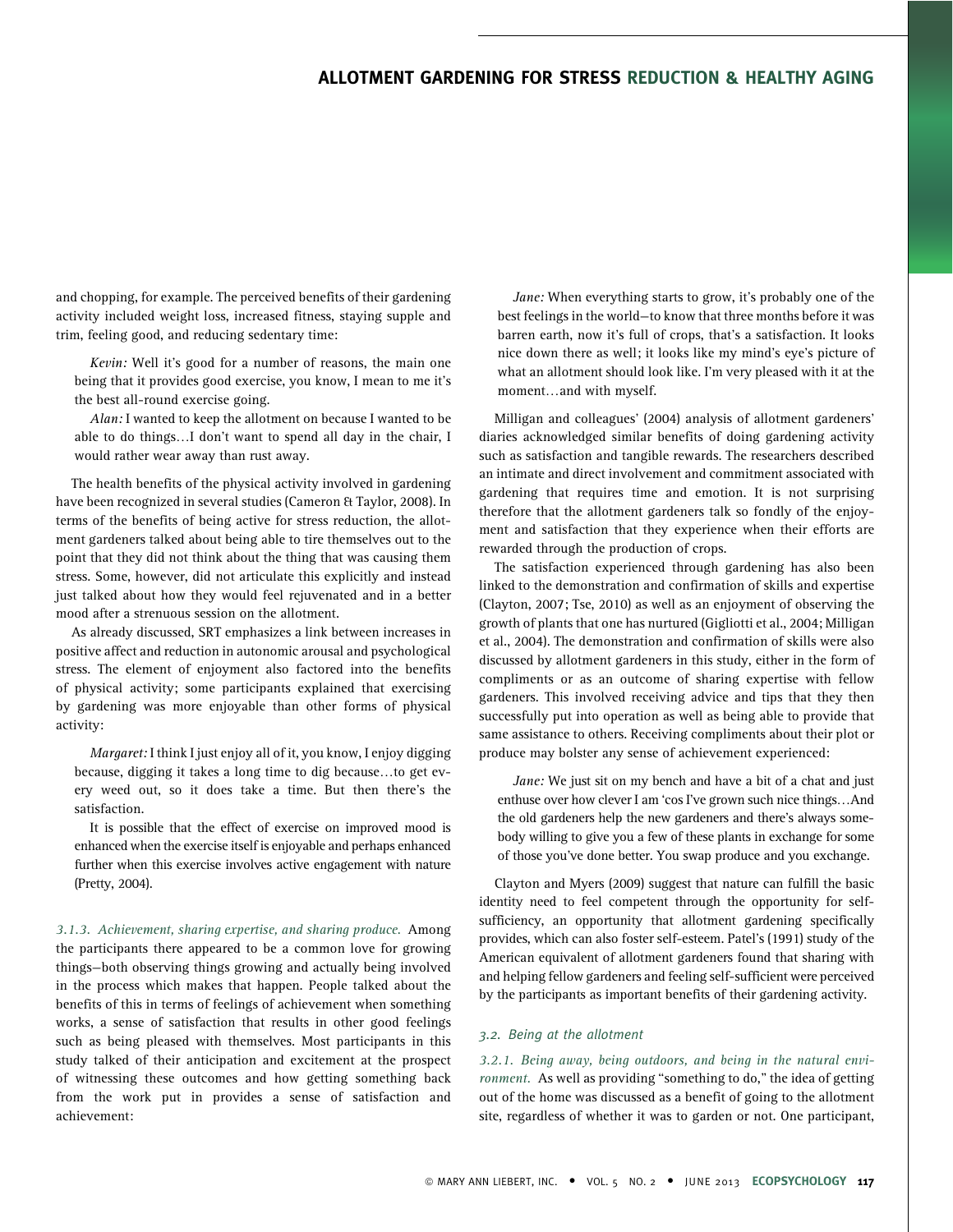and chopping, for example. The perceived benefits of their gardening activity included weight loss, increased fitness, staying supple and trim, feeling good, and reducing sedentary time:

> *Kevin:* Well it's good for a number of reasons, the main one being that it provides good exercise, you know, I mean to me it's the best all-round exercise going.
>
> *Alan:* I wanted to keep the allotment on because I wanted to be able to do things…I don't want to spend all day in the chair, I would rather wear away than rust away.

The health benefits of the physical activity involved in gardening have been recognized in several studies (Cameron & Taylor, 2008). In terms of the benefits of being active for stress reduction, the allotment gardeners talked about being able to tire themselves out to the point that they did not think about the thing that was causing them stress. Some, however, did not articulate this explicitly and instead just talked about how they would feel rejuvenated and in a better mood after a strenuous session on the allotment.

As already discussed, SRT emphasizes a link between increases in positive affect and reduction in autonomic arousal and psychological stress. The element of enjoyment also factored into the benefits of physical activity; some participants explained that exercising by gardening was more enjoyable than other forms of physical activity:

> *Margaret:* I think I just enjoy all of it, you know, I enjoy digging because, digging it takes a long time to dig because…to get every weed out, so it does take a time. But then there's the satisfaction.
>
> It is possible that the effect of exercise on improved mood is enhanced when the exercise itself is enjoyable and perhaps enhanced further when this exercise involves active engagement with nature (Pretty, 2004).

*3.1.3. Achievement, sharing expertise, and sharing produce.* Among the participants there appeared to be a common love for growing things—both observing things growing and actually being involved in the process which makes that happen. People talked about the benefits of this in terms of feelings of achievement when something works, a sense of satisfaction that results in other good feelings such as being pleased with themselves. Most participants in this study talked of their anticipation and excitement at the prospect of witnessing these outcomes and how getting something back from the work put in provides a sense of satisfaction and achievement:

> *Jane:* When everything starts to grow, it's probably one of the best feelings in the world—to know that three months before it was barren earth, now it's full of crops, that's a satisfaction. It looks nice down there as well; it looks like my mind's eye's picture of what an allotment should look like. I'm very pleased with it at the moment…and with myself.

Milligan and colleagues' (2004) analysis of allotment gardeners' diaries acknowledged similar benefits of doing gardening activity such as satisfaction and tangible rewards. The researchers described an intimate and direct involvement and commitment associated with gardening that requires time and emotion. It is not surprising therefore that the allotment gardeners talk so fondly of the enjoyment and satisfaction that they experience when their efforts are rewarded through the production of crops.

The satisfaction experienced through gardening has also been linked to the demonstration and confirmation of skills and expertise (Clayton, 2007; Tse, 2010) as well as an enjoyment of observing the growth of plants that one has nurtured (Gigliotti et al., 2004; Milligan et al., 2004). The demonstration and confirmation of skills were also discussed by allotment gardeners in this study, either in the form of compliments or as an outcome of sharing expertise with fellow gardeners. This involved receiving advice and tips that they then successfully put into operation as well as being able to provide that same assistance to others. Receiving compliments about their plot or produce may bolster any sense of achievement experienced:

> *Jane:* We just sit on my bench and have a bit of a chat and just enthuse over how clever I am 'cos I've grown such nice things…And the old gardeners help the new gardeners and there's always somebody willing to give you a few of these plants in exchange for some of those you've done better. You swap produce and you exchange.

Clayton and Myers (2009) suggest that nature can fulfill the basic identity need to feel competent through the opportunity for self-sufficiency, an opportunity that allotment gardening specifically provides, which can also foster self-esteem. Patel's (1991) study of the American equivalent of allotment gardeners found that sharing with and helping fellow gardeners and feeling self-sufficient were perceived by the participants as important benefits of their gardening activity.

### 3.2. Being at the allotment

*3.2.1. Being away, being outdoors, and being in the natural environment.* As well as providing "something to do," the idea of getting out of the home was discussed as a benefit of going to the allotment site, regardless of whether it was to garden or not. One participant,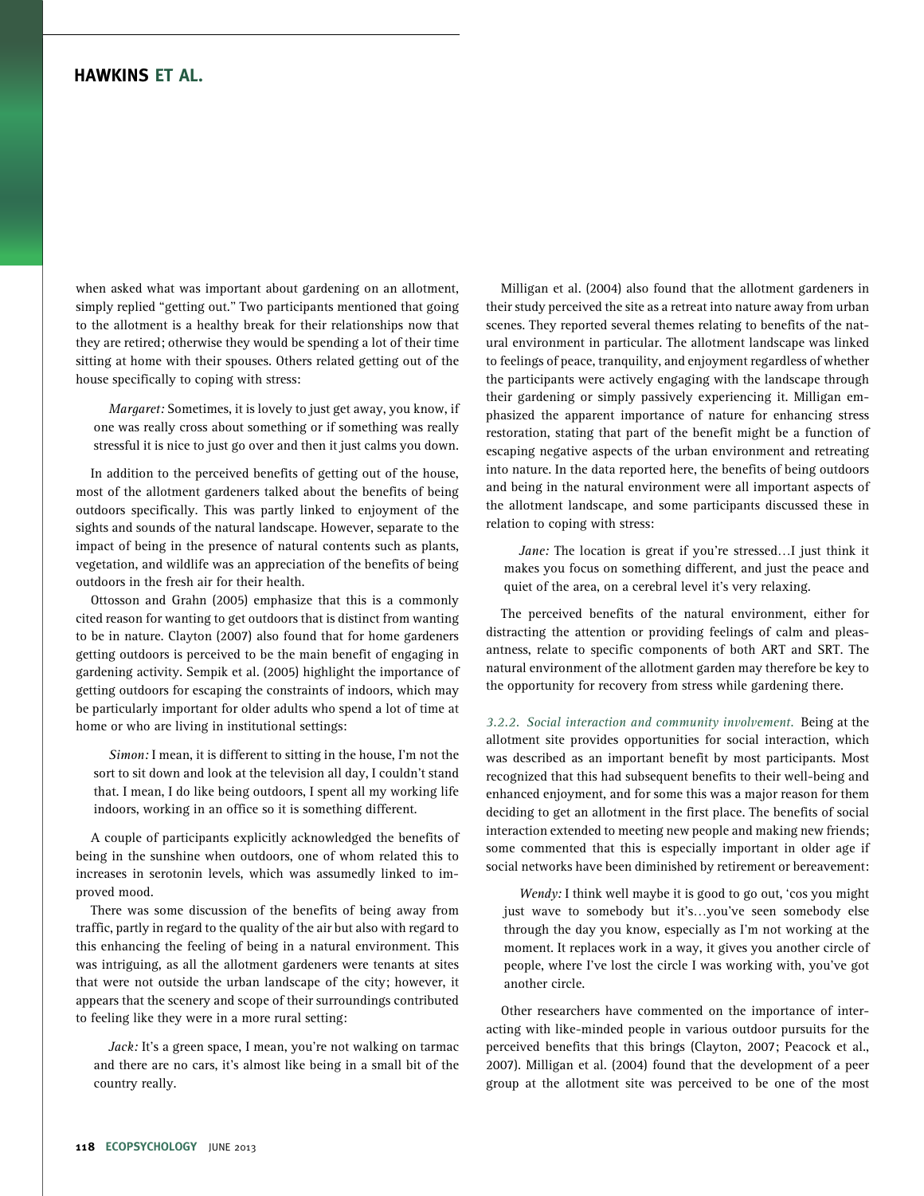when asked what was important about gardening on an allotment, simply replied "getting out." Two participants mentioned that going to the allotment is a healthy break for their relationships now that they are retired; otherwise they would be spending a lot of their time sitting at home with their spouses. Others related getting out of the house specifically to coping with stress:

> *Margaret:* Sometimes, it is lovely to just get away, you know, if one was really cross about something or if something was really stressful it is nice to just go over and then it just calms you down.

In addition to the perceived benefits of getting out of the house, most of the allotment gardeners talked about the benefits of being outdoors specifically. This was partly linked to enjoyment of the sights and sounds of the natural landscape. However, separate to the impact of being in the presence of natural contents such as plants, vegetation, and wildlife was an appreciation of the benefits of being outdoors in the fresh air for their health.

Ottosson and Grahn (2005) emphasize that this is a commonly cited reason for wanting to get outdoors that is distinct from wanting to be in nature. Clayton (2007) also found that for home gardeners getting outdoors is perceived to be the main benefit of engaging in gardening activity. Sempik et al. (2005) highlight the importance of getting outdoors for escaping the constraints of indoors, which may be particularly important for older adults who spend a lot of time at home or who are living in institutional settings:

> *Simon:* I mean, it is different to sitting in the house, I'm not the sort to sit down and look at the television all day, I couldn't stand that. I mean, I do like being outdoors, I spent all my working life indoors, working in an office so it is something different.

A couple of participants explicitly acknowledged the benefits of being in the sunshine when outdoors, one of whom related this to increases in serotonin levels, which was assumedly linked to improved mood.

There was some discussion of the benefits of being away from traffic, partly in regard to the quality of the air but also with regard to this enhancing the feeling of being in a natural environment. This was intriguing, as all the allotment gardeners were tenants at sites that were not outside the urban landscape of the city; however, it appears that the scenery and scope of their surroundings contributed to feeling like they were in a more rural setting:

> *Jack:* It's a green space, I mean, you're not walking on tarmac and there are no cars, it's almost like being in a small bit of the country really.

Milligan et al. (2004) also found that the allotment gardeners in their study perceived the site as a retreat into nature away from urban scenes. They reported several themes relating to benefits of the natural environment in particular. The allotment landscape was linked to feelings of peace, tranquility, and enjoyment regardless of whether the participants were actively engaging with the landscape through their gardening or simply passively experiencing it. Milligan emphasized the apparent importance of nature for enhancing stress restoration, stating that part of the benefit might be a function of escaping negative aspects of the urban environment and retreating into nature. In the data reported here, the benefits of being outdoors and being in the natural environment were all important aspects of the allotment landscape, and some participants discussed these in relation to coping with stress:

> *Jane:* The location is great if you're stressed…I just think it makes you focus on something different, and just the peace and quiet of the area, on a cerebral level it's very relaxing.

The perceived benefits of the natural environment, either for distracting the attention or providing feelings of calm and pleasantness, relate to specific components of both ART and SRT. The natural environment of the allotment garden may therefore be key to the opportunity for recovery from stress while gardening there.

*3.2.2. Social interaction and community involvement.* Being at the allotment site provides opportunities for social interaction, which was described as an important benefit by most participants. Most recognized that this had subsequent benefits to their well-being and enhanced enjoyment, and for some this was a major reason for them deciding to get an allotment in the first place. The benefits of social interaction extended to meeting new people and making new friends; some commented that this is especially important in older age if social networks have been diminished by retirement or bereavement:

> *Wendy:* I think well maybe it is good to go out, 'cos you might just wave to somebody but it's…you've seen somebody else through the day you know, especially as I'm not working at the moment. It replaces work in a way, it gives you another circle of people, where I've lost the circle I was working with, you've got another circle.

Other researchers have commented on the importance of interacting with like-minded people in various outdoor pursuits for the perceived benefits that this brings (Clayton, 2007; Peacock et al., 2007). Milligan et al. (2004) found that the development of a peer group at the allotment site was perceived to be one of the most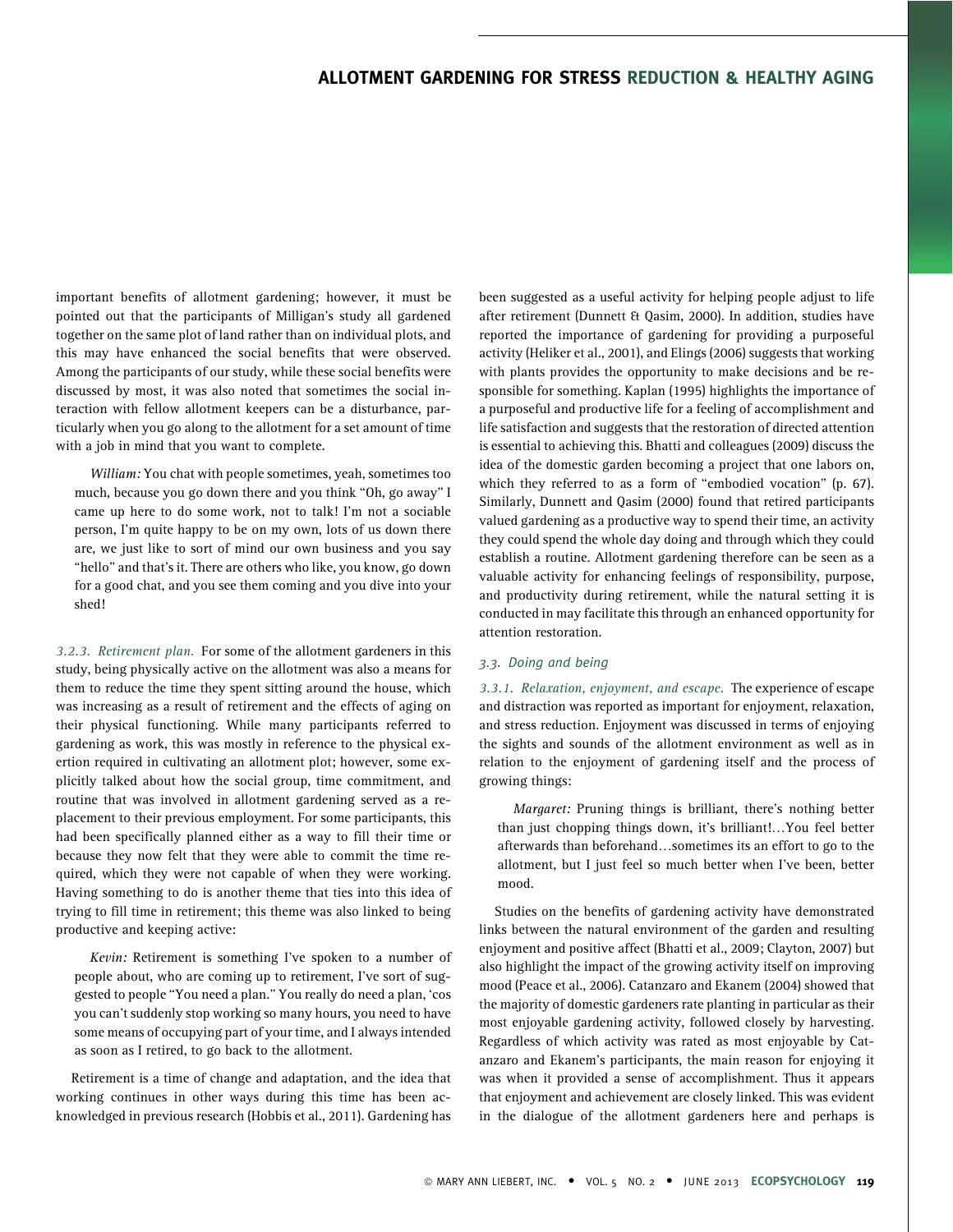important benefits of allotment gardening; however, it must be pointed out that the participants of Milligan's study all gardened together on the same plot of land rather than on individual plots, and this may have enhanced the social benefits that were observed. Among the participants of our study, while these social benefits were discussed by most, it was also noted that sometimes the social interaction with fellow allotment keepers can be a disturbance, particularly when you go along to the allotment for a set amount of time with a job in mind that you want to complete.

> *William:* You chat with people sometimes, yeah, sometimes too much, because you go down there and you think "Oh, go away" I came up here to do some work, not to talk! I'm not a sociable person, I'm quite happy to be on my own, lots of us down there are, we just like to sort of mind our own business and you say "hello" and that's it. There are others who like, you know, go down for a good chat, and you see them coming and you dive into your shed!

*3.2.3. Retirement plan.* For some of the allotment gardeners in this study, being physically active on the allotment was also a means for them to reduce the time they spent sitting around the house, which was increasing as a result of retirement and the effects of aging on their physical functioning. While many participants referred to gardening as work, this was mostly in reference to the physical exertion required in cultivating an allotment plot; however, some explicitly talked about how the social group, time commitment, and routine that was involved in allotment gardening served as a replacement to their previous employment. For some participants, this had been specifically planned either as a way to fill their time or because they now felt that they were able to commit the time required, which they were not capable of when they were working. Having something to do is another theme that ties into this idea of trying to fill time in retirement; this theme was also linked to being productive and keeping active:

> *Kevin:* Retirement is something I've spoken to a number of people about, who are coming up to retirement, I've sort of suggested to people "You need a plan." You really do need a plan, 'cos you can't suddenly stop working so many hours, you need to have some means of occupying part of your time, and I always intended as soon as I retired, to go back to the allotment.

Retirement is a time of change and adaptation, and the idea that working continues in other ways during this time has been acknowledged in previous research (Hobbis et al., 2011). Gardening has been suggested as a useful activity for helping people adjust to life after retirement (Dunnett & Qasim, 2000). In addition, studies have reported the importance of gardening for providing a purposeful activity (Heliker et al., 2001), and Elings (2006) suggests that working with plants provides the opportunity to make decisions and be responsible for something. Kaplan (1995) highlights the importance of a purposeful and productive life for a feeling of accomplishment and life satisfaction and suggests that the restoration of directed attention is essential to achieving this. Bhatti and colleagues (2009) discuss the idea of the domestic garden becoming a project that one labors on, which they referred to as a form of "embodied vocation" (p. 67). Similarly, Dunnett and Qasim (2000) found that retired participants valued gardening as a productive way to spend their time, an activity they could spend the whole day doing and through which they could establish a routine. Allotment gardening therefore can be seen as a valuable activity for enhancing feelings of responsibility, purpose, and productivity during retirement, while the natural setting it is conducted in may facilitate this through an enhanced opportunity for attention restoration.

### 3.3. Doing and being

*3.3.1. Relaxation, enjoyment, and escape.* The experience of escape and distraction was reported as important for enjoyment, relaxation, and stress reduction. Enjoyment was discussed in terms of enjoying the sights and sounds of the allotment environment as well as in relation to the enjoyment of gardening itself and the process of growing things:

> *Margaret:* Pruning things is brilliant, there's nothing better than just chopping things down, it's brilliant!…You feel better afterwards than beforehand…sometimes its an effort to go to the allotment, but I just feel so much better when I've been, better mood.

Studies on the benefits of gardening activity have demonstrated links between the natural environment of the garden and resulting enjoyment and positive affect (Bhatti et al., 2009; Clayton, 2007) but also highlight the impact of the growing activity itself on improving mood (Peace et al., 2006). Catanzaro and Ekanem (2004) showed that the majority of domestic gardeners rate planting in particular as their most enjoyable gardening activity, followed closely by harvesting. Regardless of which activity was rated as most enjoyable by Catanzaro and Ekanem's participants, the main reason for enjoying it was when it provided a sense of accomplishment. Thus it appears that enjoyment and achievement are closely linked. This was evident in the dialogue of the allotment gardeners here and perhaps is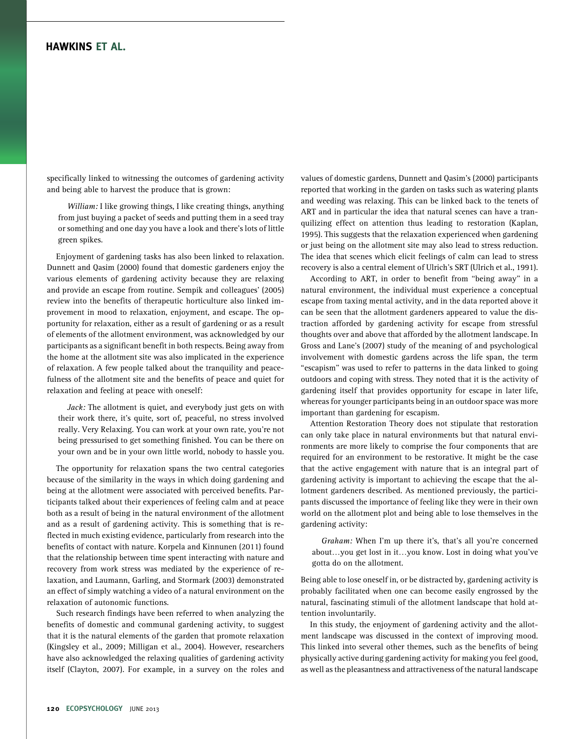specifically linked to witnessing the outcomes of gardening activity and being able to harvest the produce that is grown:

> *William:* I like growing things, I like creating things, anything from just buying a packet of seeds and putting them in a seed tray or something and one day you have a look and there's lots of little green spikes.

Enjoyment of gardening tasks has also been linked to relaxation. Dunnett and Qasim (2000) found that domestic gardeners enjoy the various elements of gardening activity because they are relaxing and provide an escape from routine. Sempik and colleagues' (2005) review into the benefits of therapeutic horticulture also linked improvement in mood to relaxation, enjoyment, and escape. The opportunity for relaxation, either as a result of gardening or as a result of elements of the allotment environment, was acknowledged by our participants as a significant benefit in both respects. Being away from the home at the allotment site was also implicated in the experience of relaxation. A few people talked about the tranquility and peacefulness of the allotment site and the benefits of peace and quiet for relaxation and feeling at peace with oneself:

> *Jack:* The allotment is quiet, and everybody just gets on with their work there, it's quite, sort of, peaceful, no stress involved really. Very Relaxing. You can work at your own rate, you're not being pressurised to get something finished. You can be there on your own and be in your own little world, nobody to hassle you.

The opportunity for relaxation spans the two central categories because of the similarity in the ways in which doing gardening and being at the allotment were associated with perceived benefits. Participants talked about their experiences of feeling calm and at peace both as a result of being in the natural environment of the allotment and as a result of gardening activity. This is something that is reflected in much existing evidence, particularly from research into the benefits of contact with nature. Korpela and Kinnunen (2011) found that the relationship between time spent interacting with nature and recovery from work stress was mediated by the experience of relaxation, and Laumann, Garling, and Stormark (2003) demonstrated an effect of simply watching a video of a natural environment on the relaxation of autonomic functions.

Such research findings have been referred to when analyzing the benefits of domestic and communal gardening activity, to suggest that it is the natural elements of the garden that promote relaxation (Kingsley et al., 2009; Milligan et al., 2004). However, researchers have also acknowledged the relaxing qualities of gardening activity itself (Clayton, 2007). For example, in a survey on the roles and values of domestic gardens, Dunnett and Qasim's (2000) participants reported that working in the garden on tasks such as watering plants and weeding was relaxing. This can be linked back to the tenets of ART and in particular the idea that natural scenes can have a tranquilizing effect on attention thus leading to restoration (Kaplan, 1995). This suggests that the relaxation experienced when gardening or just being on the allotment site may also lead to stress reduction. The idea that scenes which elicit feelings of calm can lead to stress recovery is also a central element of Ulrich's SRT (Ulrich et al., 1991).

According to ART, in order to benefit from "being away" in a natural environment, the individual must experience a conceptual escape from taxing mental activity, and in the data reported above it can be seen that the allotment gardeners appeared to value the distraction afforded by gardening activity for escape from stressful thoughts over and above that afforded by the allotment landscape. In Gross and Lane's (2007) study of the meaning of and psychological involvement with domestic gardens across the life span, the term "escapism" was used to refer to patterns in the data linked to going outdoors and coping with stress. They noted that it is the activity of gardening itself that provides opportunity for escape in later life, whereas for younger participants being in an outdoor space was more important than gardening for escapism.

Attention Restoration Theory does not stipulate that restoration can only take place in natural environments but that natural environments are more likely to comprise the four components that are required for an environment to be restorative. It might be the case that the active engagement with nature that is an integral part of gardening activity is important to achieving the escape that the allotment gardeners described. As mentioned previously, the participants discussed the importance of feeling like they were in their own world on the allotment plot and being able to lose themselves in the gardening activity:

> *Graham:* When I'm up there it's, that's all you're concerned about…you get lost in it…you know. Lost in doing what you've gotta do on the allotment.

Being able to lose oneself in, or be distracted by, gardening activity is probably facilitated when one can become easily engrossed by the natural, fascinating stimuli of the allotment landscape that hold attention involuntarily.

In this study, the enjoyment of gardening activity and the allotment landscape was discussed in the context of improving mood. This linked into several other themes, such as the benefits of being physically active during gardening activity for making you feel good, as well as the pleasantness and attractiveness of the natural landscape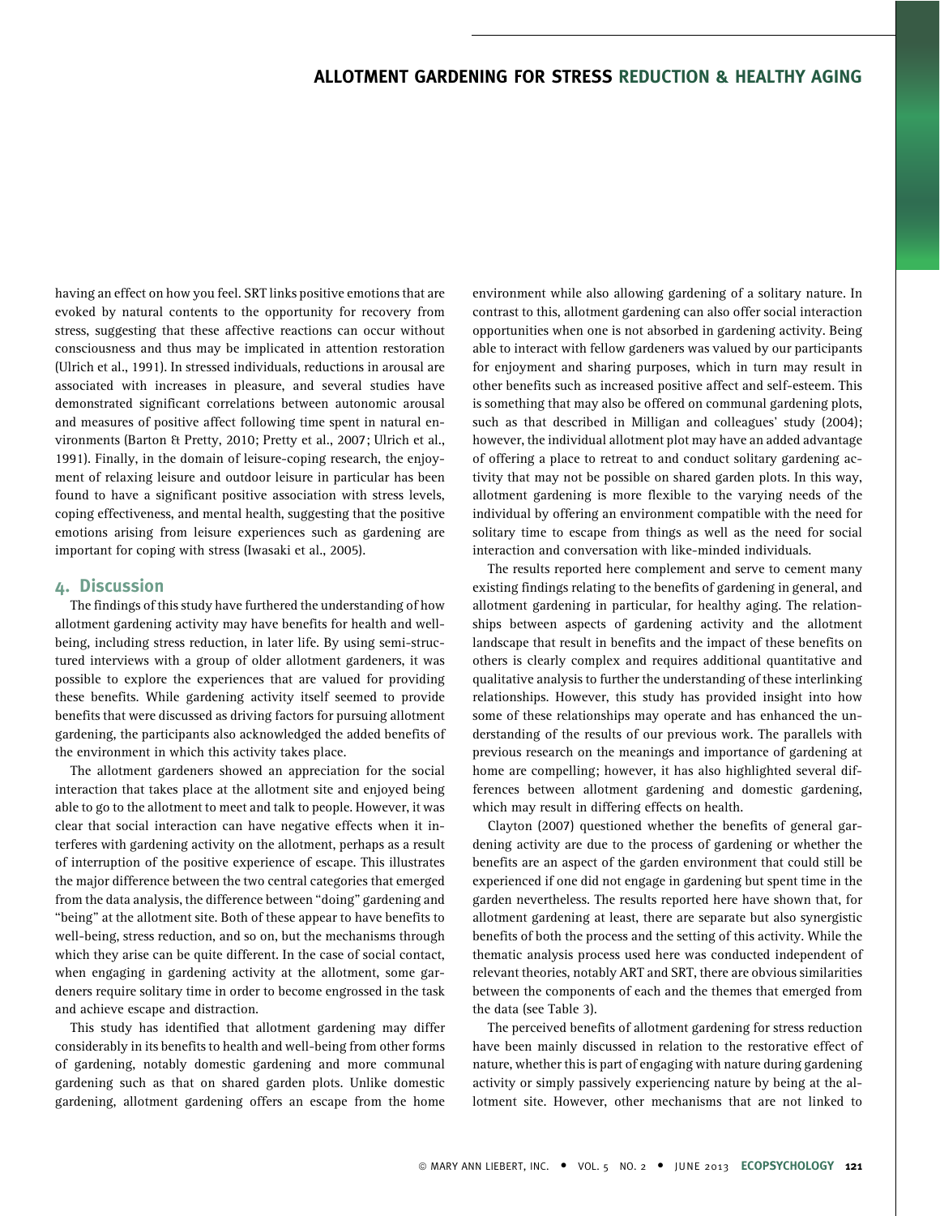having an effect on how you feel. SRT links positive emotions that are evoked by natural contents to the opportunity for recovery from stress, suggesting that these affective reactions can occur without consciousness and thus may be implicated in attention restoration (Ulrich et al., 1991). In stressed individuals, reductions in arousal are associated with increases in pleasure, and several studies have demonstrated significant correlations between autonomic arousal and measures of positive affect following time spent in natural environments (Barton & Pretty, 2010; Pretty et al., 2007; Ulrich et al., 1991). Finally, in the domain of leisure-coping research, the enjoyment of relaxing leisure and outdoor leisure in particular has been found to have a significant positive association with stress levels, coping effectiveness, and mental health, suggesting that the positive emotions arising from leisure experiences such as gardening are important for coping with stress (Iwasaki et al., 2005).

## 4. Discussion

The findings of this study have furthered the understanding of how allotment gardening activity may have benefits for health and well-being, including stress reduction, in later life. By using semi-structured interviews with a group of older allotment gardeners, it was possible to explore the experiences that are valued for providing these benefits. While gardening activity itself seemed to provide benefits that were discussed as driving factors for pursuing allotment gardening, the participants also acknowledged the added benefits of the environment in which this activity takes place.

The allotment gardeners showed an appreciation for the social interaction that takes place at the allotment site and enjoyed being able to go to the allotment to meet and talk to people. However, it was clear that social interaction can have negative effects when it interferes with gardening activity on the allotment, perhaps as a result of interruption of the positive experience of escape. This illustrates the major difference between the two central categories that emerged from the data analysis, the difference between "doing" gardening and "being" at the allotment site. Both of these appear to have benefits to well-being, stress reduction, and so on, but the mechanisms through which they arise can be quite different. In the case of social contact, when engaging in gardening activity at the allotment, some gardeners require solitary time in order to become engrossed in the task and achieve escape and distraction.

This study has identified that allotment gardening may differ considerably in its benefits to health and well-being from other forms of gardening, notably domestic gardening and more communal gardening such as that on shared garden plots. Unlike domestic gardening, allotment gardening offers an escape from the home environment while also allowing gardening of a solitary nature. In contrast to this, allotment gardening can also offer social interaction opportunities when one is not absorbed in gardening activity. Being able to interact with fellow gardeners was valued by our participants for enjoyment and sharing purposes, which in turn may result in other benefits such as increased positive affect and self-esteem. This is something that may also be offered on communal gardening plots, such as that described in Milligan and colleagues' study (2004); however, the individual allotment plot may have an added advantage of offering a place to retreat to and conduct solitary gardening activity that may not be possible on shared garden plots. In this way, allotment gardening is more flexible to the varying needs of the individual by offering an environment compatible with the need for solitary time to escape from things as well as the need for social interaction and conversation with like-minded individuals.

The results reported here complement and serve to cement many existing findings relating to the benefits of gardening in general, and allotment gardening in particular, for healthy aging. The relationships between aspects of gardening activity and the allotment landscape that result in benefits and the impact of these benefits on others is clearly complex and requires additional quantitative and qualitative analysis to further the understanding of these interlinking relationships. However, this study has provided insight into how some of these relationships may operate and has enhanced the understanding of the results of our previous work. The parallels with previous research on the meanings and importance of gardening at home are compelling; however, it has also highlighted several differences between allotment gardening and domestic gardening, which may result in differing effects on health.

Clayton (2007) questioned whether the benefits of general gardening activity are due to the process of gardening or whether the benefits are an aspect of the garden environment that could still be experienced if one did not engage in gardening but spent time in the garden nevertheless. The results reported here have shown that, for allotment gardening at least, there are separate but also synergistic benefits of both the process and the setting of this activity. While the thematic analysis process used here was conducted independent of relevant theories, notably ART and SRT, there are obvious similarities between the components of each and the themes that emerged from the data (see Table 3).

The perceived benefits of allotment gardening for stress reduction have been mainly discussed in relation to the restorative effect of nature, whether this is part of engaging with nature during gardening activity or simply passively experiencing nature by being at the allotment site. However, other mechanisms that are not linked to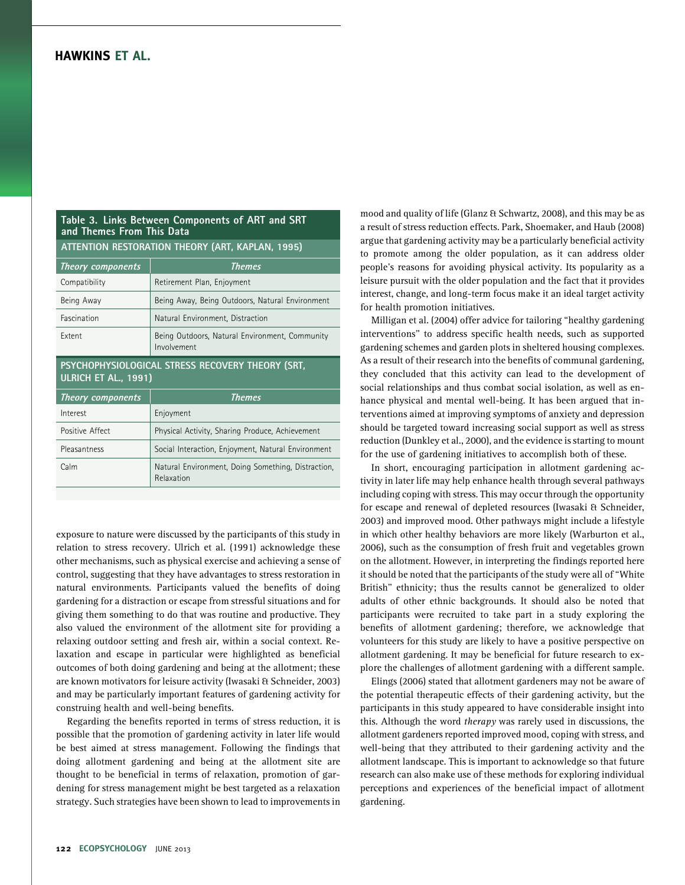**Table 3. Links Between Components of ART and SRT and Themes From This Data**

| ATTENTION RESTORATION THEORY (ART, KAPLAN, 1995) | |
|---|---|
| *Theory components* | *Themes* |
| Compatibility | Retirement Plan, Enjoyment |
| Being Away | Being Away, Being Outdoors, Natural Environment |
| Fascination | Natural Environment, Distraction |
| Extent | Being Outdoors, Natural Environment, Community Involvement |
| **PSYCHOPHYSIOLOGICAL STRESS RECOVERY THEORY (SRT, ULRICH ET AL., 1991)** | |
| *Theory components* | *Themes* |
| Interest | Enjoyment |
| Positive Affect | Physical Activity, Sharing Produce, Achievement |
| Pleasantness | Social Interaction, Enjoyment, Natural Environment |
| Calm | Natural Environment, Doing Something, Distraction, Relaxation |

exposure to nature were discussed by the participants of this study in relation to stress recovery. Ulrich et al. (1991) acknowledge these other mechanisms, such as physical exercise and achieving a sense of control, suggesting that they have advantages to stress restoration in natural environments. Participants valued the benefits of doing gardening for a distraction or escape from stressful situations and for giving them something to do that was routine and productive. They also valued the environment of the allotment site for providing a relaxing outdoor setting and fresh air, within a social context. Relaxation and escape in particular were highlighted as beneficial outcomes of both doing gardening and being at the allotment; these are known motivators for leisure activity (Iwasaki & Schneider, 2003) and may be particularly important features of gardening activity for construing health and well-being benefits.

Regarding the benefits reported in terms of stress reduction, it is possible that the promotion of gardening activity in later life would be best aimed at stress management. Following the findings that doing allotment gardening and being at the allotment site are thought to be beneficial in terms of relaxation, promotion of gardening for stress management might be best targeted as a relaxation strategy. Such strategies have been shown to lead to improvements in mood and quality of life (Glanz & Schwartz, 2008), and this may be as a result of stress reduction effects. Park, Shoemaker, and Haub (2008) argue that gardening activity may be a particularly beneficial activity to promote among the older population, as it can address older people's reasons for avoiding physical activity. Its popularity as a leisure pursuit with the older population and the fact that it provides interest, change, and long-term focus make it an ideal target activity for health promotion initiatives.

Milligan et al. (2004) offer advice for tailoring "healthy gardening interventions" to address specific health needs, such as supported gardening schemes and garden plots in sheltered housing complexes. As a result of their research into the benefits of communal gardening, they concluded that this activity can lead to the development of social relationships and thus combat social isolation, as well as enhance physical and mental well-being. It has been argued that interventions aimed at improving symptoms of anxiety and depression should be targeted toward increasing social support as well as stress reduction (Dunkley et al., 2000), and the evidence is starting to mount for the use of gardening initiatives to accomplish both of these.

In short, encouraging participation in allotment gardening activity in later life may help enhance health through several pathways including coping with stress. This may occur through the opportunity for escape and renewal of depleted resources (Iwasaki & Schneider, 2003) and improved mood. Other pathways might include a lifestyle in which other healthy behaviors are more likely (Warburton et al., 2006), such as the consumption of fresh fruit and vegetables grown on the allotment. However, in interpreting the findings reported here it should be noted that the participants of the study were all of "White British" ethnicity; thus the results cannot be generalized to older adults of other ethnic backgrounds. It should also be noted that participants were recruited to take part in a study exploring the benefits of allotment gardening; therefore, we acknowledge that volunteers for this study are likely to have a positive perspective on allotment gardening. It may be beneficial for future research to explore the challenges of allotment gardening with a different sample.

Elings (2006) stated that allotment gardeners may not be aware of the potential therapeutic effects of their gardening activity, but the participants in this study appeared to have considerable insight into this. Although the word *therapy* was rarely used in discussions, the allotment gardeners reported improved mood, coping with stress, and well-being that they attributed to their gardening activity and the allotment landscape. This is important to acknowledge so that future research can also make use of these methods for exploring individual perceptions and experiences of the beneficial impact of allotment gardening.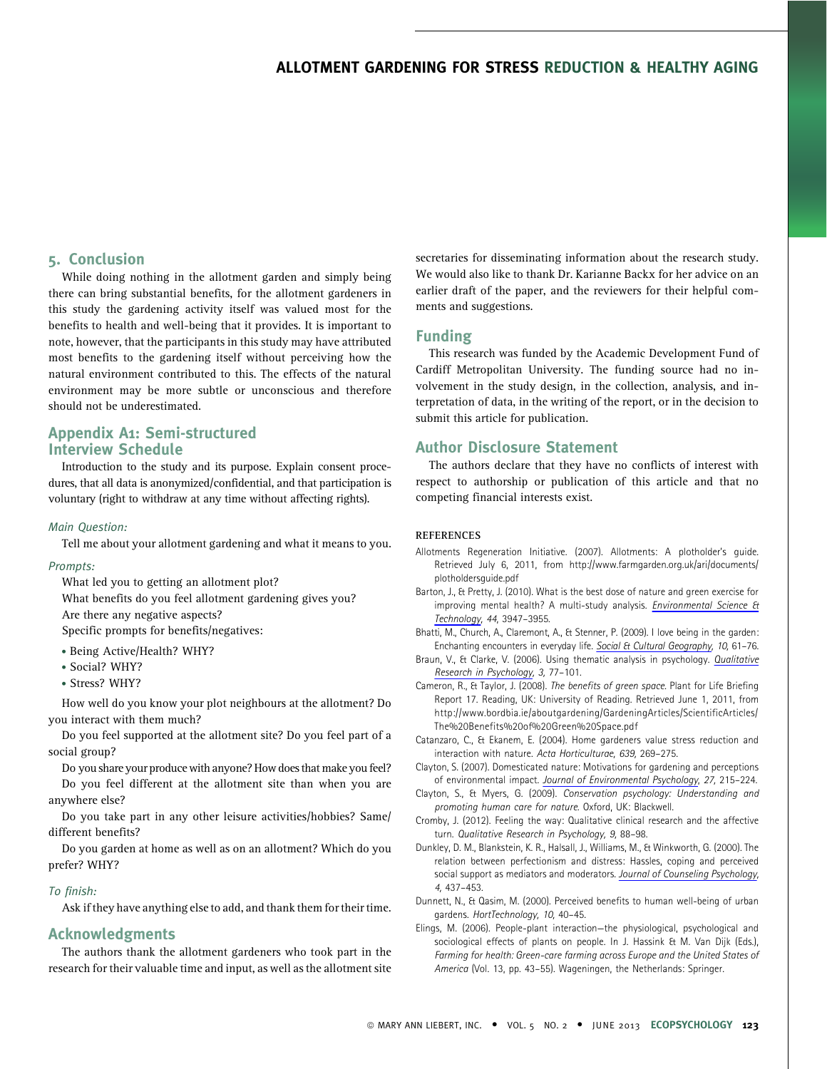## 5. Conclusion

While doing nothing in the allotment garden and simply being there can bring substantial benefits, for the allotment gardeners in this study the gardening activity itself was valued most for the benefits to health and well-being that it provides. It is important to note, however, that the participants in this study may have attributed most benefits to the gardening itself without perceiving how the natural environment contributed to this. The effects of the natural environment may be more subtle or unconscious and therefore should not be underestimated.

## Appendix A1: Semi-structured Interview Schedule

Introduction to the study and its purpose. Explain consent procedures, that all data is anonymized/confidential, and that participation is voluntary (right to withdraw at any time without affecting rights).

*Main Question:*

Tell me about your allotment gardening and what it means to you.

*Prompts:*

What led you to getting an allotment plot?

What benefits do you feel allotment gardening gives you?

Are there any negative aspects?

Specific prompts for benefits/negatives:

- Being Active/Health? WHY?
- Social? WHY?
- Stress? WHY?

How well do you know your plot neighbours at the allotment? Do you interact with them much?

Do you feel supported at the allotment site? Do you feel part of a social group?

Do you share your produce with anyone? How does that make you feel?

Do you feel different at the allotment site than when you are anywhere else?

Do you take part in any other leisure activities/hobbies? Same/different benefits?

Do you garden at home as well as on an allotment? Which do you prefer? WHY?

*To finish:*

Ask if they have anything else to add, and thank them for their time.

## Acknowledgments

The authors thank the allotment gardeners who took part in the research for their valuable time and input, as well as the allotment site secretaries for disseminating information about the research study. We would also like to thank Dr. Karianne Backx for her advice on an earlier draft of the paper, and the reviewers for their helpful comments and suggestions.

## Funding

This research was funded by the Academic Development Fund of Cardiff Metropolitan University. The funding source had no involvement in the study design, in the collection, analysis, and interpretation of data, in the writing of the report, or in the decision to submit this article for publication.

## Author Disclosure Statement

The authors declare that they have no conflicts of interest with respect to authorship or publication of this article and that no competing financial interests exist.

### REFERENCES

Allotments Regeneration Initiative. (2007). Allotments: A plotholder's guide. Retrieved July 6, 2011, from http://www.farmgarden.org.uk/ari/documents/plotholdersguide.pdf

Barton, J., & Pretty, J. (2010). What is the best dose of nature and green exercise for improving mental health? A multi-study analysis. *Environmental Science & Technology, 44*, 3947–3955.

Bhatti, M., Church, A., Claremont, A., & Stenner, P. (2009). I love being in the garden: Enchanting encounters in everyday life. *Social & Cultural Geography, 10*, 61–76.

Braun, V., & Clarke, V. (2006). Using thematic analysis in psychology. *Qualitative Research in Psychology, 3*, 77–101.

Cameron, R., & Taylor, J. (2008). *The benefits of green space*. Plant for Life Briefing Report 17. Reading, UK: University of Reading. Retrieved June 1, 2011, from http://www.bordbia.ie/aboutgardening/GardeningArticles/ScientificArticles/The%20Benefits%20of%20Green%20Space.pdf

Catanzaro, C., & Ekanem, E. (2004). Home gardeners value stress reduction and interaction with nature. *Acta Horticulturae, 639*, 269–275.

Clayton, S. (2007). Domesticated nature: Motivations for gardening and perceptions of environmental impact. *Journal of Environmental Psychology, 27*, 215–224.

Clayton, S., & Myers, G. (2009). *Conservation psychology: Understanding and promoting human care for nature*. Oxford, UK: Blackwell.

Cromby, J. (2012). Feeling the way: Qualitative clinical research and the affective turn. *Qualitative Research in Psychology, 9*, 88–98.

Dunkley, D. M., Blankstein, K. R., Halsall, J., Williams, M., & Winkworth, G. (2000). The relation between perfectionism and distress: Hassles, coping and perceived social support as mediators and moderators. *Journal of Counseling Psychology, 4*, 437–453.

Dunnett, N., & Qasim, M. (2000). Perceived benefits to human well-being of urban gardens. *HortTechnology, 10*, 40–45.

Elings, M. (2006). People-plant interaction—the physiological, psychological and sociological effects of plants on people. In J. Hassink & M. Van Dijk (Eds.), *Farming for health: Green-care farming across Europe and the United States of America* (Vol. 13, pp. 43–55). Wageningen, the Netherlands: Springer.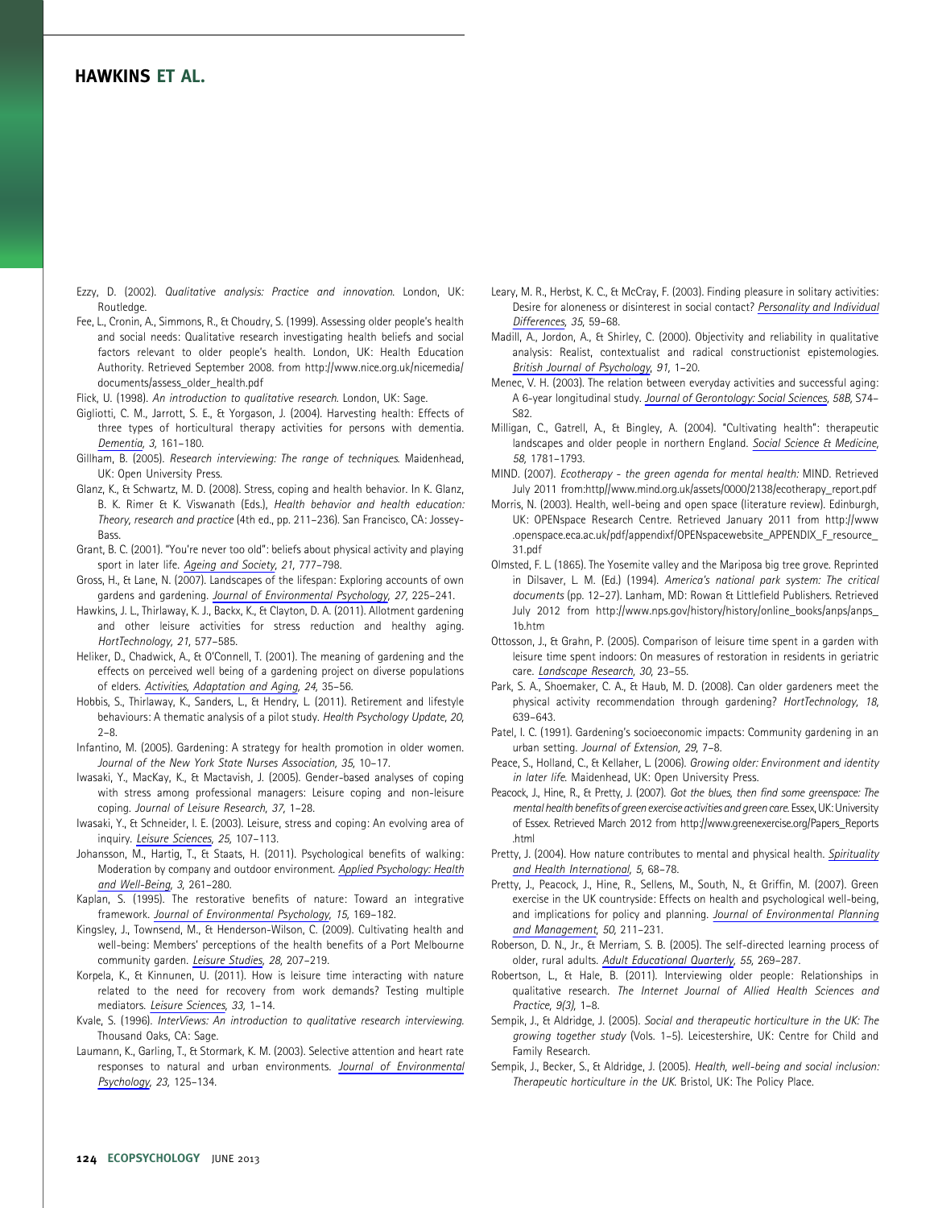Ezzy, D. (2002). *Qualitative analysis: Practice and innovation*. London, UK: Routledge.

Fee, L., Cronin, A., Simmons, R., & Choudry, S. (1999). Assessing older people's health and social needs: Qualitative research investigating health beliefs and social factors relevant to older people's health. London, UK: Health Education Authority. Retrieved September 2008. from http://www.nice.org.uk/nicemedia/documents/assess_older_health.pdf

Flick, U. (1998). *An introduction to qualitative research*. London, UK: Sage.

Gigliotti, C. M., Jarrott, S. E., & Yorgason, J. (2004). Harvesting health: Effects of three types of horticultural therapy activities for persons with dementia. *Dementia, 3*, 161–180.

Gillham, B. (2005). *Research interviewing: The range of techniques*. Maidenhead, UK: Open University Press.

Glanz, K., & Schwartz, M. D. (2008). Stress, coping and health behavior. In K. Glanz, B. K. Rimer & K. Viswanath (Eds.), *Health behavior and health education: Theory, research and practice* (4th ed., pp. 211–236). San Francisco, CA: Jossey-Bass.

Grant, B. C. (2001). "You're never too old": beliefs about physical activity and playing sport in later life. *Ageing and Society, 21*, 777–798.

Gross, H., & Lane, N. (2007). Landscapes of the lifespan: Exploring accounts of own gardens and gardening. *Journal of Environmental Psychology, 27*, 225–241.

Hawkins, J. L., Thirlaway, K. J., Backx, K., & Clayton, D. A. (2011). Allotment gardening and other leisure activities for stress reduction and healthy aging. *HortTechnology, 21*, 577–585.

Heliker, D., Chadwick, A., & O'Connell, T. (2001). The meaning of gardening and the effects on perceived well being of a gardening project on diverse populations of elders. *Activities, Adaptation and Aging, 24*, 35–56.

Hobbis, S., Thirlaway, K., Sanders, L., & Hendry, L. (2011). Retirement and lifestyle behaviours: A thematic analysis of a pilot study. *Health Psychology Update, 20*, 2–8.

Infantino, M. (2005). Gardening: A strategy for health promotion in older women. *Journal of the New York State Nurses Association, 35*, 10–17.

Iwasaki, Y., MacKay, K., & Mactavish, J. (2005). Gender-based analyses of coping with stress among professional managers: Leisure coping and non-leisure coping. *Journal of Leisure Research, 37*, 1–28.

Iwasaki, Y., & Schneider, I. E. (2003). Leisure, stress and coping: An evolving area of inquiry. *Leisure Sciences, 25*, 107–113.

Johansson, M., Hartig, T., & Staats, H. (2011). Psychological benefits of walking: Moderation by company and outdoor environment. *Applied Psychology: Health and Well-Being, 3*, 261–280.

Kaplan, S. (1995). The restorative benefits of nature: Toward an integrative framework. *Journal of Environmental Psychology, 15*, 169–182.

Kingsley, J., Townsend, M., & Henderson-Wilson, C. (2009). Cultivating health and well-being: Members' perceptions of the health benefits of a Port Melbourne community garden. *Leisure Studies, 28*, 207–219.

Korpela, K., & Kinnunen, U. (2011). How is leisure time interacting with nature related to the need for recovery from work demands? Testing multiple mediators. *Leisure Sciences, 33*, 1–14.

Kvale, S. (1996). *InterViews: An introduction to qualitative research interviewing*. Thousand Oaks, CA: Sage.

Laumann, K., Garling, T., & Stormark, K. M. (2003). Selective attention and heart rate responses to natural and urban environments. *Journal of Environmental Psychology, 23*, 125–134.

Leary, M. R., Herbst, K. C., & McCray, F. (2003). Finding pleasure in solitary activities: Desire for aloneness or disinterest in social contact? *Personality and Individual Differences, 35*, 59–68.

Madill, A., Jordon, A., & Shirley, C. (2000). Objectivity and reliability in qualitative analysis: Realist, contextualist and radical constructionist epistemologies. *British Journal of Psychology, 91*, 1–20.

Menec, V. H. (2003). The relation between everyday activities and successful aging: A 6-year longitudinal study. *Journal of Gerontology: Social Sciences, 58B*, S74–S82.

Milligan, C., Gatrell, A., & Bingley, A. (2004). "Cultivating health": therapeutic landscapes and older people in northern England. *Social Science & Medicine, 58*, 1781–1793.

MIND. (2007). *Ecotherapy - the green agenda for mental health:* MIND. Retrieved July 2011 from:http//www.mind.org.uk/assets/0000/2138/ecotherapy_report.pdf

Morris, N. (2003). Health, well-being and open space (literature review). Edinburgh, UK: OPENspace Research Centre. Retrieved January 2011 from http://www.openspace.eca.ac.uk/pdf/appendixf/OPENspacewebsite_APPENDIX_F_resource_31.pdf

Olmsted, F. L. (1865). The Yosemite valley and the Mariposa big tree grove. Reprinted in Dilsaver, L. M. (Ed.) (1994). *America's national park system: The critical documents* (pp. 12–27). Lanham, MD: Rowan & Littlefield Publishers. Retrieved July 2012 from http://www.nps.gov/history/history/online_books/anps/anps_1b.htm

Ottosson, J., & Grahn, P. (2005). Comparison of leisure time spent in a garden with leisure time spent indoors: On measures of restoration in residents in geriatric care. *Landscape Research, 30*, 23–55.

Park, S. A., Shoemaker, C. A., & Haub, M. D. (2008). Can older gardeners meet the physical activity recommendation through gardening? *HortTechnology, 18*, 639–643.

Patel, I. C. (1991). Gardening's socioeconomic impacts: Community gardening in an urban setting. *Journal of Extension, 29*, 7–8.

Peace, S., Holland, C., & Kellaher, L. (2006). *Growing older: Environment and identity in later life*. Maidenhead, UK: Open University Press.

Peacock, J., Hine, R., & Pretty, J. (2007). *Got the blues, then find some greenspace: The mental health benefits of green exercise activities and green care*. Essex, UK: University of Essex. Retrieved March 2012 from http://www.greenexercise.org/Papers_Reports.html

Pretty, J. (2004). How nature contributes to mental and physical health. *Spirituality and Health International, 5*, 68–78.

Pretty, J., Peacock, J., Hine, R., Sellens, M., South, N., & Griffin, M. (2007). Green exercise in the UK countryside: Effects on health and psychological well-being, and implications for policy and planning. *Journal of Environmental Planning and Management, 50*, 211–231.

Roberson, D. N., Jr., & Merriam, S. B. (2005). The self-directed learning process of older, rural adults. *Adult Educational Quarterly, 55*, 269–287.

Robertson, L., & Hale, B. (2011). Interviewing older people: Relationships in qualitative research. *The Internet Journal of Allied Health Sciences and Practice, 9(3)*, 1–8.

Sempik, J., & Aldridge, J. (2005). *Social and therapeutic horticulture in the UK: The growing together study* (Vols. 1–5). Leicestershire, UK: Centre for Child and Family Research.

Sempik, J., Becker, S., & Aldridge, J. (2005). *Health, well-being and social inclusion: Therapeutic horticulture in the UK*. Bristol, UK: The Policy Place.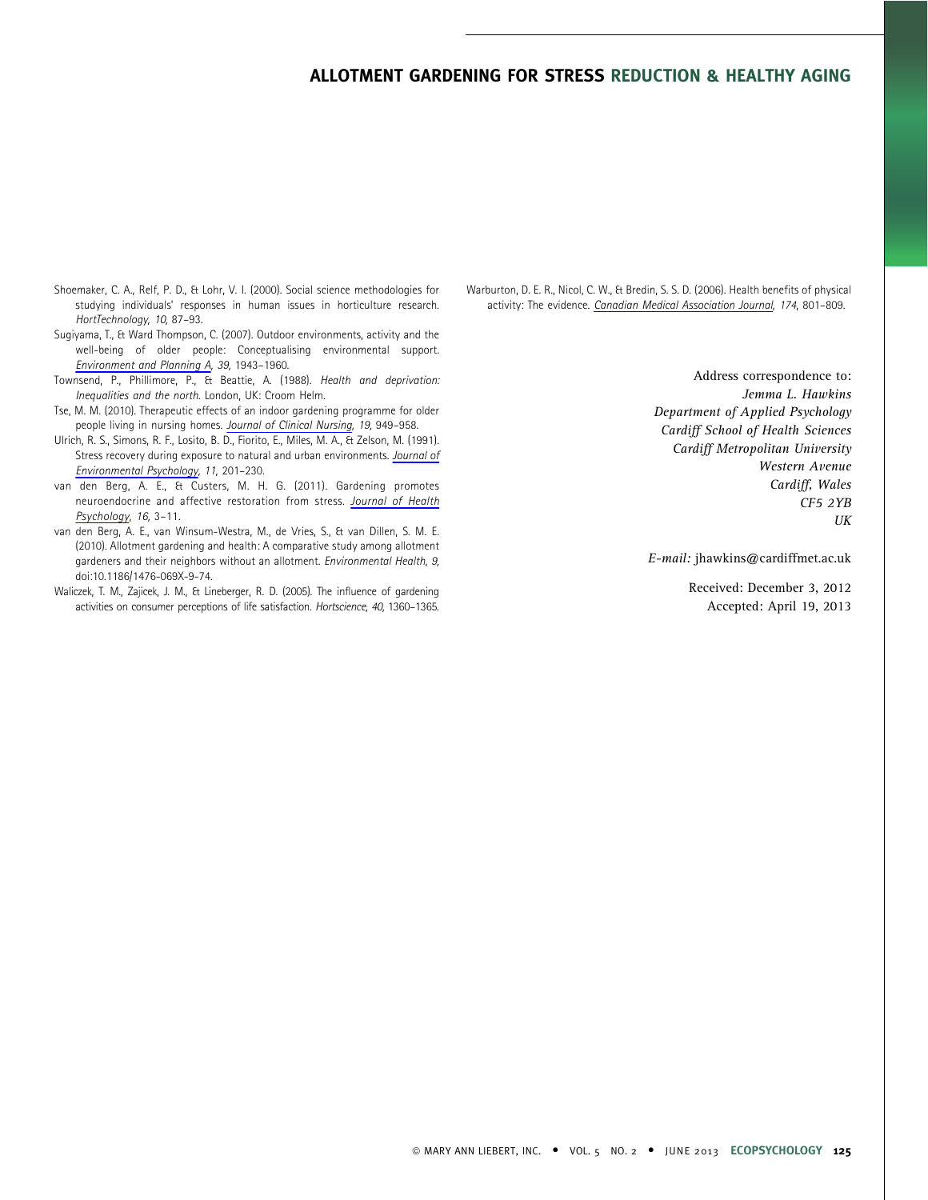Shoemaker, C. A., Relf, P. D., & Lohr, V. I. (2000). Social science methodologies for studying individuals' responses in human issues in horticulture research. *HortTechnology, 10,* 87–93.

Sugiyama, T., & Ward Thompson, C. (2007). Outdoor environments, activity and the well-being of older people: Conceptualising environmental support. *Environment and Planning A, 39,* 1943–1960.

Townsend, P., Phillimore, P., & Beattie, A. (1988). *Health and deprivation: Inequalities and the north.* London, UK: Croom Helm.

Tse, M. M. (2010). Therapeutic effects of an indoor gardening programme for older people living in nursing homes. *Journal of Clinical Nursing, 19,* 949–958.

Ulrich, R. S., Simons, R. F., Losito, B. D., Fiorito, E., Miles, M. A., & Zelson, M. (1991). Stress recovery during exposure to natural and urban environments. *Journal of Environmental Psychology, 11,* 201–230.

van den Berg, A. E., & Custers, M. H. G. (2011). Gardening promotes neuroendocrine and affective restoration from stress. *Journal of Health Psychology, 16,* 3–11.

van den Berg, A. E., van Winsum-Westra, M., de Vries, S., & van Dillen, S. M. E. (2010). Allotment gardening and health: A comparative study among allotment gardeners and their neighbors without an allotment. *Environmental Health, 9,* doi:10.1186/1476-069X-9-74.

Waliczek, T. M., Zajicek, J. M., & Lineberger, R. D. (2005). The influence of gardening activities on consumer perceptions of life satisfaction. *Hortscience, 40,* 1360–1365.

Warburton, D. E. R., Nicol, C. W., & Bredin, S. S. D. (2006). Health benefits of physical activity: The evidence. *Canadian Medical Association Journal, 174,* 801–809.

Address correspondence to:
*Jemma L. Hawkins*
*Department of Applied Psychology*
*Cardiff School of Health Sciences*
*Cardiff Metropolitan University*
*Western Avenue*
*Cardiff, Wales*
*CF5 2YB*
*UK*

*E-mail:* jhawkins@cardiffmet.ac.uk

Received: December 3, 2012
Accepted: April 19, 2013